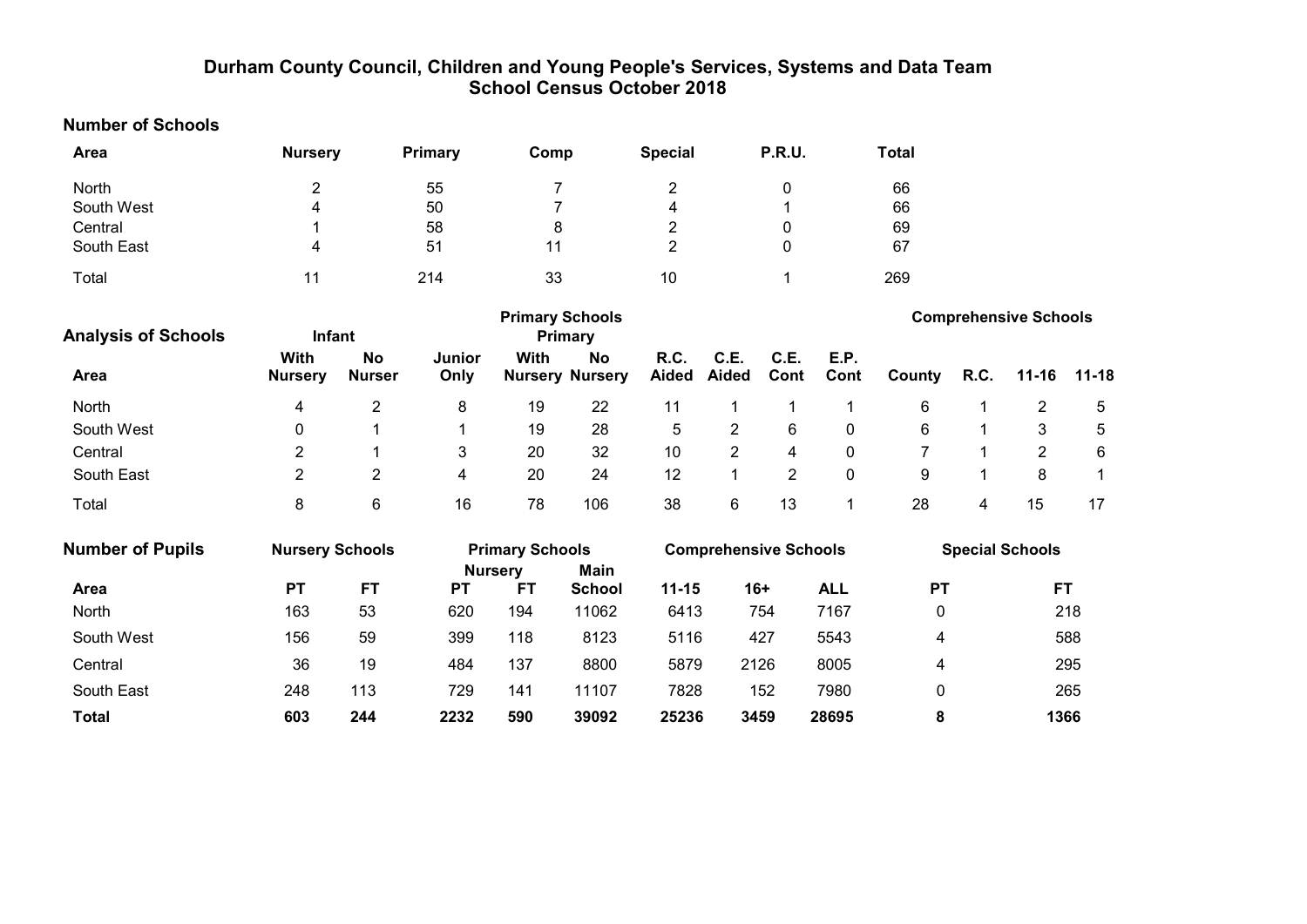# Durham County Council, Children and Young People's Services, Systems and Data Team
## School Census October 2018

### Number of Schools

| Area | Nursery | Primary | Comp | Special | P.R.U. | Total |
|---|---|---|---|---|---|---|
| North | 2 | 55 | 7 | 2 | 0 | 66 |
| South West | 4 | 50 | 7 | 4 | 1 | 66 |
| Central | 1 | 58 | 8 | 2 | 0 | 69 |
| South East | 4 | 51 | 11 | 2 | 0 | 67 |
| Total | 11 | 214 | 33 | 10 | 1 | 269 |

### Analysis of Schools

| | Primary Schools | | | | | | | | | Comprehensive Schools | | | |
|---|---|---|---|---|---|---|---|---|---|---|---|---|---|
| | Infant | | | Primary | | | | | | | | | |
| Area | With Nursery | No Nurser | Junior Only | With Nursery | No Nursery | R.C. Aided | C.E. Aided | C.E. Cont | E.P. Cont | County | R.C. | 11-16 | 11-18 |
| North | 4 | 2 | 8 | 19 | 22 | 11 | 1 | 1 | 1 | 6 | 1 | 2 | 5 |
| South West | 0 | 1 | 1 | 19 | 28 | 5 | 2 | 6 | 0 | 6 | 1 | 3 | 5 |
| Central | 2 | 1 | 3 | 20 | 32 | 10 | 2 | 4 | 0 | 7 | 1 | 2 | 6 |
| South East | 2 | 2 | 4 | 20 | 24 | 12 | 1 | 2 | 0 | 9 | 1 | 8 | 1 |
| Total | 8 | 6 | 16 | 78 | 106 | 38 | 6 | 13 | 1 | 28 | 4 | 15 | 17 |

### Number of Pupils

| | Nursery Schools | | Primary Schools | | | Comprehensive Schools | | | Special Schools | |
|---|---|---|---|---|---|---|---|---|---|---|
| | | | Nursery | | Main | | | | | |
| Area | PT | FT | PT | FT | School | 11-15 | 16+ | ALL | PT | FT |
| North | 163 | 53 | 620 | 194 | 11062 | 6413 | 754 | 7167 | 0 | 218 |
| South West | 156 | 59 | 399 | 118 | 8123 | 5116 | 427 | 5543 | 4 | 588 |
| Central | 36 | 19 | 484 | 137 | 8800 | 5879 | 2126 | 8005 | 4 | 295 |
| South East | 248 | 113 | 729 | 141 | 11107 | 7828 | 152 | 7980 | 0 | 265 |
| **Total** | **603** | **244** | **2232** | **590** | **39092** | **25236** | **3459** | **28695** | **8** | **1366** |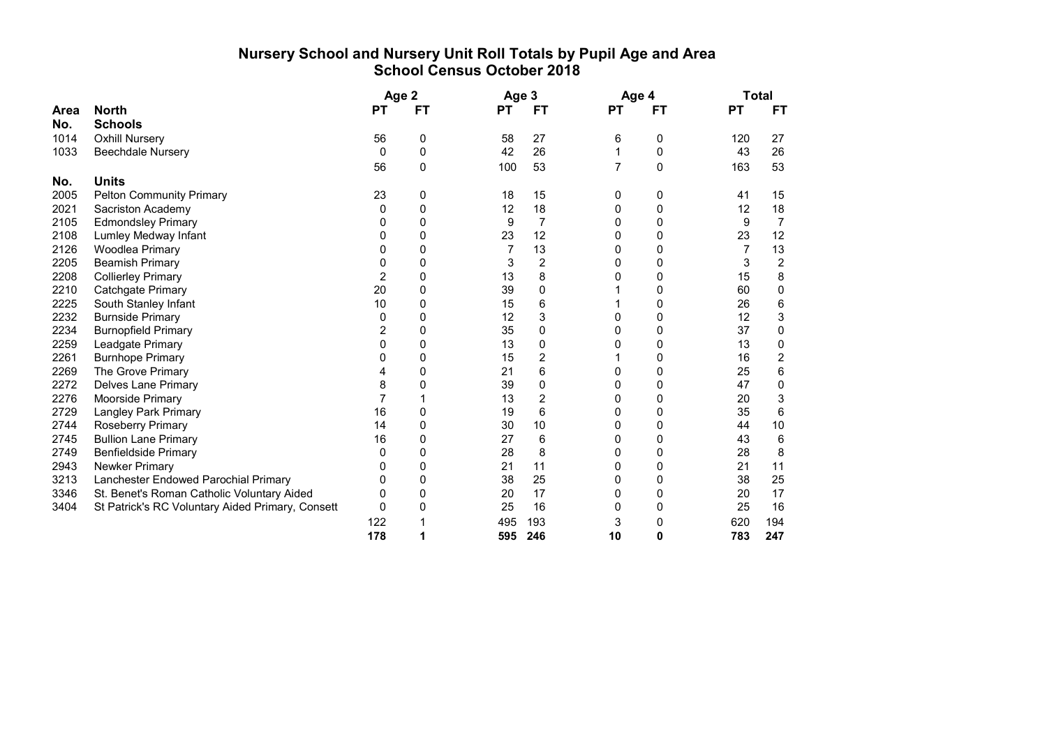# Nursery School and Nursery Unit Roll Totals by Pupil Age and Area
## School Census October 2018

| Area No. | North | Age 2 PT | Age 2 FT | Age 3 PT | Age 3 FT | Age 4 PT | Age 4 FT | Total PT | Total FT |
|---|---|---|---|---|---|---|---|---|---|
| | **Schools** | | | | | | | | |
| 1014 | Oxhill Nursery | 56 | 0 | 58 | 27 | 6 | 0 | 120 | 27 |
| 1033 | Beechdale Nursery | 0 | 0 | 42 | 26 | 1 | 0 | 43 | 26 |
| | | 56 | 0 | 100 | 53 | 7 | 0 | 163 | 53 |
| **No.** | **Units** | | | | | | | | |
| 2005 | Pelton Community Primary | 23 | 0 | 18 | 15 | 0 | 0 | 41 | 15 |
| 2021 | Sacriston Academy | 0 | 0 | 12 | 18 | 0 | 0 | 12 | 18 |
| 2105 | Edmondsley Primary | 0 | 0 | 9 | 7 | 0 | 0 | 9 | 7 |
| 2108 | Lumley Medway Infant | 0 | 0 | 23 | 12 | 0 | 0 | 23 | 12 |
| 2126 | Woodlea Primary | 0 | 0 | 7 | 13 | 0 | 0 | 7 | 13 |
| 2205 | Beamish Primary | 0 | 0 | 3 | 2 | 0 | 0 | 3 | 2 |
| 2208 | Collierley Primary | 2 | 0 | 13 | 8 | 0 | 0 | 15 | 8 |
| 2210 | Catchgate Primary | 20 | 0 | 39 | 0 | 1 | 0 | 60 | 0 |
| 2225 | South Stanley Infant | 10 | 0 | 15 | 6 | 1 | 0 | 26 | 6 |
| 2232 | Burnside Primary | 0 | 0 | 12 | 3 | 0 | 0 | 12 | 3 |
| 2234 | Burnopfield Primary | 2 | 0 | 35 | 0 | 0 | 0 | 37 | 0 |
| 2259 | Leadgate Primary | 0 | 0 | 13 | 0 | 0 | 0 | 13 | 0 |
| 2261 | Burnhope Primary | 0 | 0 | 15 | 2 | 1 | 0 | 16 | 2 |
| 2269 | The Grove Primary | 4 | 0 | 21 | 6 | 0 | 0 | 25 | 6 |
| 2272 | Delves Lane Primary | 8 | 0 | 39 | 0 | 0 | 0 | 47 | 0 |
| 2276 | Moorside Primary | 7 | 1 | 13 | 2 | 0 | 0 | 20 | 3 |
| 2729 | Langley Park Primary | 16 | 0 | 19 | 6 | 0 | 0 | 35 | 6 |
| 2744 | Roseberry Primary | 14 | 0 | 30 | 10 | 0 | 0 | 44 | 10 |
| 2745 | Bullion Lane Primary | 16 | 0 | 27 | 6 | 0 | 0 | 43 | 6 |
| 2749 | Benfieldside Primary | 0 | 0 | 28 | 8 | 0 | 0 | 28 | 8 |
| 2943 | Newker Primary | 0 | 0 | 21 | 11 | 0 | 0 | 21 | 11 |
| 3213 | Lanchester Endowed Parochial Primary | 0 | 0 | 38 | 25 | 0 | 0 | 38 | 25 |
| 3346 | St. Benet's Roman Catholic Voluntary Aided | 0 | 0 | 20 | 17 | 0 | 0 | 20 | 17 |
| 3404 | St Patrick's RC Voluntary Aided Primary, Consett | 0 | 0 | 25 | 16 | 0 | 0 | 25 | 16 |
| | | 122 | 1 | 495 | 193 | 3 | 0 | 620 | 194 |
| | | **178** | **1** | **595** | **246** | **10** | **0** | **783** | **247** |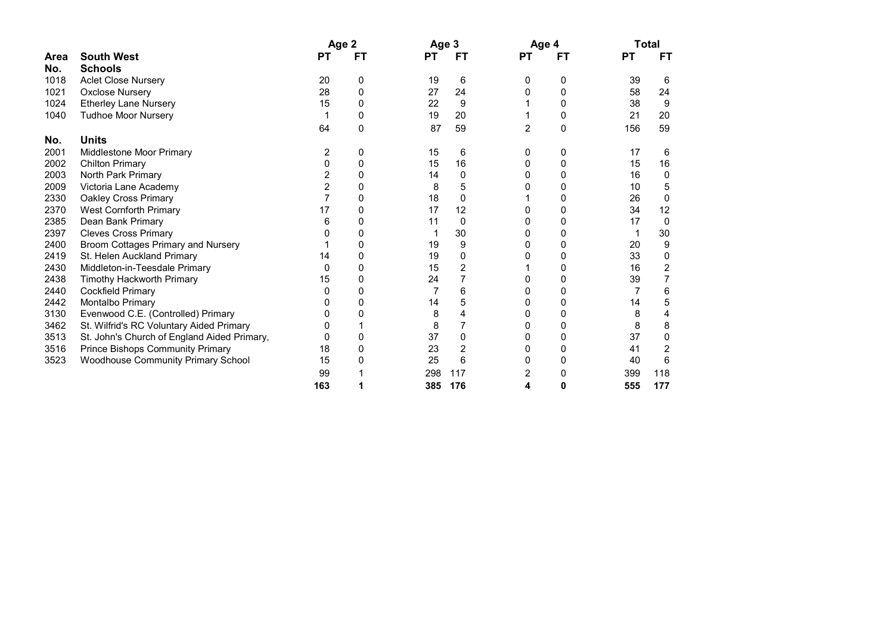| Area No. | South West Schools | Age 2 PT | Age 2 FT | Age 3 PT | Age 3 FT | Age 4 PT | Age 4 FT | Total PT | Total FT |
|---|---|---|---|---|---|---|---|---|---|
| 1018 | Aclet Close Nursery | 20 | 0 | 19 | 6 | 0 | 0 | 39 | 6 |
| 1021 | Oxclose Nursery | 28 | 0 | 27 | 24 | 0 | 0 | 58 | 24 |
| 1024 | Etherley Lane Nursery | 15 | 0 | 22 | 9 | 1 | 0 | 38 | 9 |
| 1040 | Tudhoe Moor Nursery | 1 | 0 | 19 | 20 | 1 | 0 | 21 | 20 |
| | | 64 | 0 | 87 | 59 | 2 | 0 | 156 | 59 |
| **No.** | **Units** | | | | | | | | |
| 2001 | Middlestone Moor Primary | 2 | 0 | 15 | 6 | 0 | 0 | 17 | 6 |
| 2002 | Chilton Primary | 0 | 0 | 15 | 16 | 0 | 0 | 15 | 16 |
| 2003 | North Park Primary | 2 | 0 | 14 | 0 | 0 | 0 | 16 | 0 |
| 2009 | Victoria Lane Academy | 2 | 0 | 8 | 5 | 0 | 0 | 10 | 5 |
| 2330 | Oakley Cross Primary | 7 | 0 | 18 | 0 | 1 | 0 | 26 | 0 |
| 2370 | West Cornforth Primary | 17 | 0 | 17 | 12 | 0 | 0 | 34 | 12 |
| 2385 | Dean Bank Primary | 6 | 0 | 11 | 0 | 0 | 0 | 17 | 0 |
| 2397 | Cleves Cross Primary | 0 | 0 | 1 | 30 | 0 | 0 | 1 | 30 |
| 2400 | Broom Cottages Primary and Nursery | 1 | 0 | 19 | 9 | 0 | 0 | 20 | 9 |
| 2419 | St. Helen Auckland Primary | 14 | 0 | 19 | 0 | 0 | 0 | 33 | 0 |
| 2430 | Middleton-in-Teesdale Primary | 0 | 0 | 15 | 2 | 1 | 0 | 16 | 2 |
| 2438 | Timothy Hackworth Primary | 15 | 0 | 24 | 7 | 0 | 0 | 39 | 7 |
| 2440 | Cockfield Primary | 0 | 0 | 7 | 6 | 0 | 0 | 7 | 6 |
| 2442 | Montalbo Primary | 0 | 0 | 14 | 5 | 0 | 0 | 14 | 5 |
| 3130 | Evenwood C.E. (Controlled) Primary | 0 | 0 | 8 | 4 | 0 | 0 | 8 | 4 |
| 3462 | St. Wilfrid's RC Voluntary Aided Primary | 0 | 1 | 8 | 7 | 0 | 0 | 8 | 8 |
| 3513 | St. John's Church of England Aided Primary, | 0 | 0 | 37 | 0 | 0 | 0 | 37 | 0 |
| 3516 | Prince Bishops Community Primary | 18 | 0 | 23 | 2 | 0 | 0 | 41 | 2 |
| 3523 | Woodhouse Community Primary School | 15 | 0 | 25 | 6 | 0 | 0 | 40 | 6 |
| | | 99 | 1 | 298 | 117 | 2 | 0 | 399 | 118 |
| | | **163** | **1** | **385** | **176** | **4** | **0** | **555** | **177** |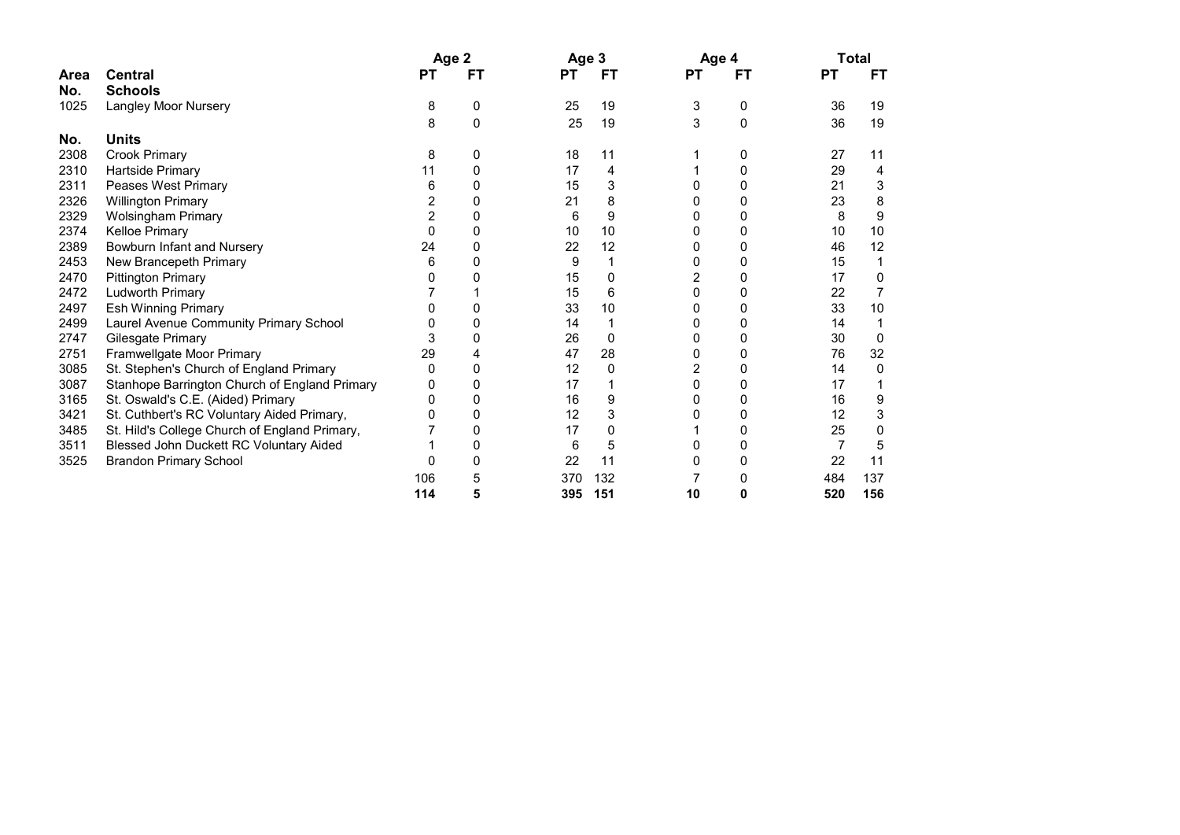| Area No. | Central | Age 2 | | Age 3 | | Age 4 | | Total | |
|---|---|---|---|---|---|---|---|---|---|
| | | PT | FT | PT | FT | PT | FT | PT | FT |
| No. | **Schools** | | | | | | | | |
| 1025 | Langley Moor Nursery | 8 | 0 | 25 | 19 | 3 | 0 | 36 | 19 |
| | | 8 | 0 | 25 | 19 | 3 | 0 | 36 | 19 |
| No. | **Units** | | | | | | | | |
| 2308 | Crook Primary | 8 | 0 | 18 | 11 | 1 | 0 | 27 | 11 |
| 2310 | Hartside Primary | 11 | 0 | 17 | 4 | 1 | 0 | 29 | 4 |
| 2311 | Peases West Primary | 6 | 0 | 15 | 3 | 0 | 0 | 21 | 3 |
| 2326 | Willington Primary | 2 | 0 | 21 | 8 | 0 | 0 | 23 | 8 |
| 2329 | Wolsingham Primary | 2 | 0 | 6 | 9 | 0 | 0 | 8 | 9 |
| 2374 | Kelloe Primary | 0 | 0 | 10 | 10 | 0 | 0 | 10 | 10 |
| 2389 | Bowburn Infant and Nursery | 24 | 0 | 22 | 12 | 0 | 0 | 46 | 12 |
| 2453 | New Brancepeth Primary | 6 | 0 | 9 | 1 | 0 | 0 | 15 | 1 |
| 2470 | Pittington Primary | 0 | 0 | 15 | 0 | 2 | 0 | 17 | 0 |
| 2472 | Ludworth Primary | 7 | 1 | 15 | 6 | 0 | 0 | 22 | 7 |
| 2497 | Esh Winning Primary | 0 | 0 | 33 | 10 | 0 | 0 | 33 | 10 |
| 2499 | Laurel Avenue Community Primary School | 0 | 0 | 14 | 1 | 0 | 0 | 14 | 1 |
| 2747 | Gilesgate Primary | 3 | 0 | 26 | 0 | 0 | 0 | 30 | 0 |
| 2751 | Framwellgate Moor Primary | 29 | 4 | 47 | 28 | 0 | 0 | 76 | 32 |
| 3085 | St. Stephen's Church of England Primary | 0 | 0 | 12 | 0 | 2 | 0 | 14 | 0 |
| 3087 | Stanhope Barrington Church of England Primary | 0 | 0 | 17 | 1 | 0 | 0 | 17 | 1 |
| 3165 | St. Oswald's C.E. (Aided) Primary | 0 | 0 | 16 | 9 | 0 | 0 | 16 | 9 |
| 3421 | St. Cuthbert's RC Voluntary Aided Primary, | 0 | 0 | 12 | 3 | 0 | 0 | 12 | 3 |
| 3485 | St. Hild's College Church of England Primary, | 7 | 0 | 17 | 0 | 1 | 0 | 25 | 0 |
| 3511 | Blessed John Duckett RC Voluntary Aided | 1 | 0 | 6 | 5 | 0 | 0 | 7 | 5 |
| 3525 | Brandon Primary School | 0 | 0 | 22 | 11 | 0 | 0 | 22 | 11 |
| | | 106 | 5 | 370 | 132 | 7 | 0 | 484 | 137 |
| | | **114** | **5** | **395** | **151** | **10** | **0** | **520** | **156** |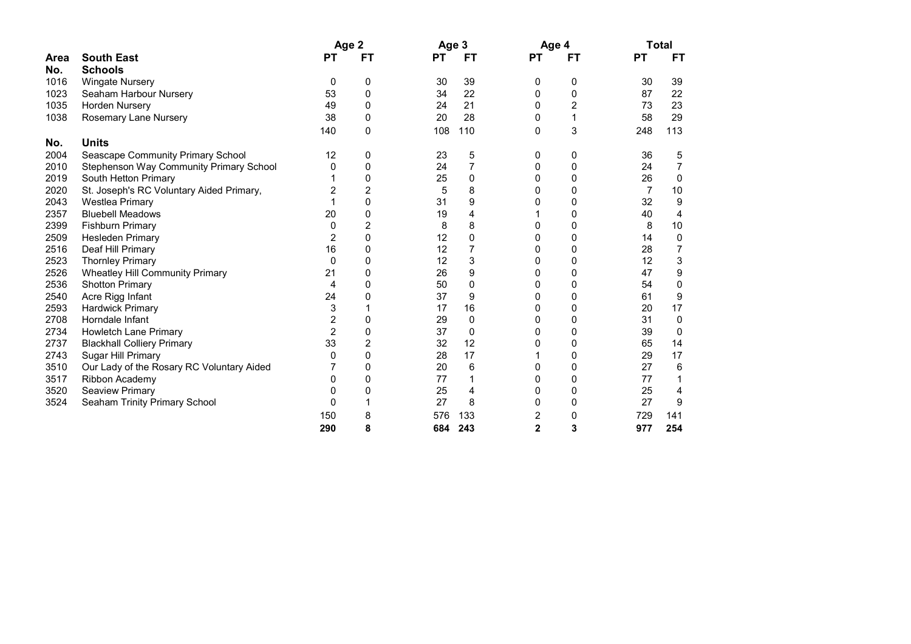| Area No. | South East | Age 2 | | Age 3 | | Age 4 | | Total | |
|---|---|---|---|---|---|---|---|---|---|
| | | PT | FT | PT | FT | PT | FT | PT | FT |
| **No.** | **Schools** | | | | | | | | |
| 1016 | Wingate Nursery | 0 | 0 | 30 | 39 | 0 | 0 | 30 | 39 |
| 1023 | Seaham Harbour Nursery | 53 | 0 | 34 | 22 | 0 | 0 | 87 | 22 |
| 1035 | Horden Nursery | 49 | 0 | 24 | 21 | 0 | 2 | 73 | 23 |
| 1038 | Rosemary Lane Nursery | 38 | 0 | 20 | 28 | 0 | 1 | 58 | 29 |
| | | 140 | 0 | 108 | 110 | 0 | 3 | 248 | 113 |
| **No.** | **Units** | | | | | | | | |
| 2004 | Seascape Community Primary School | 12 | 0 | 23 | 5 | 0 | 0 | 36 | 5 |
| 2010 | Stephenson Way Community Primary School | 0 | 0 | 24 | 7 | 0 | 0 | 24 | 7 |
| 2019 | South Hetton Primary | 1 | 0 | 25 | 0 | 0 | 0 | 26 | 0 |
| 2020 | St. Joseph's RC Voluntary Aided Primary, | 2 | 2 | 5 | 8 | 0 | 0 | 7 | 10 |
| 2043 | Westlea Primary | 1 | 0 | 31 | 9 | 0 | 0 | 32 | 9 |
| 2357 | Bluebell Meadows | 20 | 0 | 19 | 4 | 1 | 0 | 40 | 4 |
| 2399 | Fishburn Primary | 0 | 2 | 8 | 8 | 0 | 0 | 8 | 10 |
| 2509 | Hesleden Primary | 2 | 0 | 12 | 0 | 0 | 0 | 14 | 0 |
| 2516 | Deaf Hill Primary | 16 | 0 | 12 | 7 | 0 | 0 | 28 | 7 |
| 2523 | Thornley Primary | 0 | 0 | 12 | 3 | 0 | 0 | 12 | 3 |
| 2526 | Wheatley Hill Community Primary | 21 | 0 | 26 | 9 | 0 | 0 | 47 | 9 |
| 2536 | Shotton Primary | 4 | 0 | 50 | 0 | 0 | 0 | 54 | 0 |
| 2540 | Acre Rigg Infant | 24 | 0 | 37 | 9 | 0 | 0 | 61 | 9 |
| 2593 | Hardwick Primary | 3 | 1 | 17 | 16 | 0 | 0 | 20 | 17 |
| 2708 | Horndale Infant | 2 | 0 | 29 | 0 | 0 | 0 | 31 | 0 |
| 2734 | Howletch Lane Primary | 2 | 0 | 37 | 0 | 0 | 0 | 39 | 0 |
| 2737 | Blackhall Colliery Primary | 33 | 2 | 32 | 12 | 0 | 0 | 65 | 14 |
| 2743 | Sugar Hill Primary | 0 | 0 | 28 | 17 | 1 | 0 | 29 | 17 |
| 3510 | Our Lady of the Rosary RC Voluntary Aided | 7 | 0 | 20 | 6 | 0 | 0 | 27 | 6 |
| 3517 | Ribbon Academy | 0 | 0 | 77 | 1 | 0 | 0 | 77 | 1 |
| 3520 | Seaview Primary | 0 | 0 | 25 | 4 | 0 | 0 | 25 | 4 |
| 3524 | Seaham Trinity Primary School | 0 | 1 | 27 | 8 | 0 | 0 | 27 | 9 |
| | | 150 | 8 | 576 | 133 | 2 | 0 | 729 | 141 |
| | | **290** | **8** | **684** | **243** | **2** | **3** | **977** | **254** |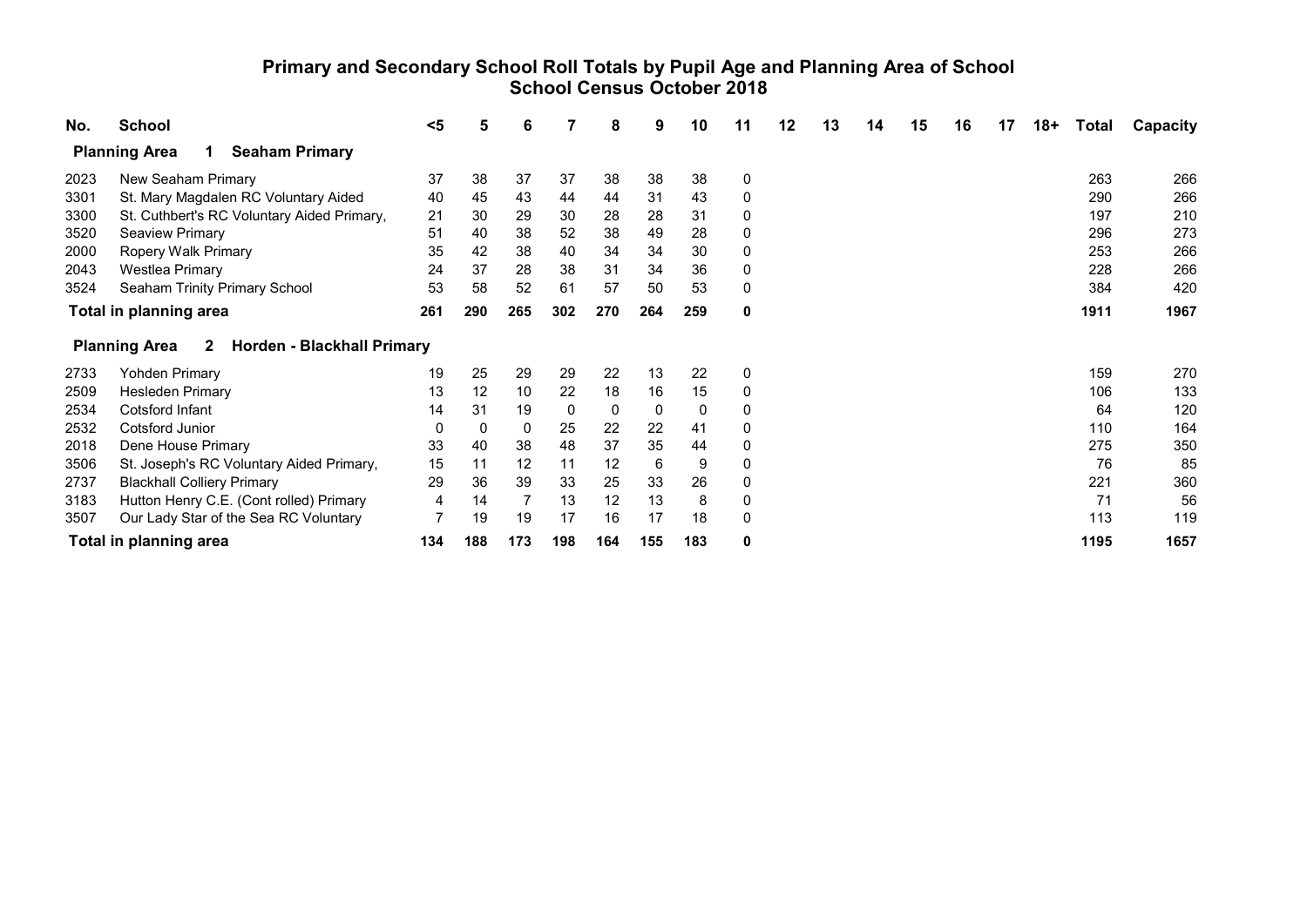## Primary and Secondary School Roll Totals by Pupil Age and Planning Area of School
## School Census October 2018

| No. | School | <5 | 5 | 6 | 7 | 8 | 9 | 10 | 11 | 12 | 13 | 14 | 15 | 16 | 17 | 18+ | Total | Capacity |
|---|---|---|---|---|---|---|---|---|---|---|---|---|---|---|---|---|---|---|
| **Planning Area 1** | **Seaham Primary** | | | | | | | | | | | | | | | | | |
| 2023 | New Seaham Primary | 37 | 38 | 37 | 37 | 38 | 38 | 38 | 0 | | | | | | | | 263 | 266 |
| 3301 | St. Mary Magdalen RC Voluntary Aided | 40 | 45 | 43 | 44 | 44 | 31 | 43 | 0 | | | | | | | | 290 | 266 |
| 3300 | St. Cuthbert's RC Voluntary Aided Primary, | 21 | 30 | 29 | 30 | 28 | 28 | 31 | 0 | | | | | | | | 197 | 210 |
| 3520 | Seaview Primary | 51 | 40 | 38 | 52 | 38 | 49 | 28 | 0 | | | | | | | | 296 | 273 |
| 2000 | Ropery Walk Primary | 35 | 42 | 38 | 40 | 34 | 34 | 30 | 0 | | | | | | | | 253 | 266 |
| 2043 | Westlea Primary | 24 | 37 | 28 | 38 | 31 | 34 | 36 | 0 | | | | | | | | 228 | 266 |
| 3524 | Seaham Trinity Primary School | 53 | 58 | 52 | 61 | 57 | 50 | 53 | 0 | | | | | | | | 384 | 420 |
| **Total in planning area** | | **261** | **290** | **265** | **302** | **270** | **264** | **259** | **0** | | | | | | | | **1911** | **1967** |
| **Planning Area 2** | **Horden - Blackhall Primary** | | | | | | | | | | | | | | | | | |
| 2733 | Yohden Primary | 19 | 25 | 29 | 29 | 22 | 13 | 22 | 0 | | | | | | | | 159 | 270 |
| 2509 | Hesleden Primary | 13 | 12 | 10 | 22 | 18 | 16 | 15 | 0 | | | | | | | | 106 | 133 |
| 2534 | Cotsford Infant | 14 | 31 | 19 | 0 | 0 | 0 | 0 | 0 | | | | | | | | 64 | 120 |
| 2532 | Cotsford Junior | 0 | 0 | 0 | 25 | 22 | 22 | 41 | 0 | | | | | | | | 110 | 164 |
| 2018 | Dene House Primary | 33 | 40 | 38 | 48 | 37 | 35 | 44 | 0 | | | | | | | | 275 | 350 |
| 3506 | St. Joseph's RC Voluntary Aided Primary, | 15 | 11 | 12 | 11 | 12 | 6 | 9 | 0 | | | | | | | | 76 | 85 |
| 2737 | Blackhall Colliery Primary | 29 | 36 | 39 | 33 | 25 | 33 | 26 | 0 | | | | | | | | 221 | 360 |
| 3183 | Hutton Henry C.E. (Cont rolled) Primary | 4 | 14 | 7 | 13 | 12 | 13 | 8 | 0 | | | | | | | | 71 | 56 |
| 3507 | Our Lady Star of the Sea RC Voluntary | 7 | 19 | 19 | 17 | 16 | 17 | 18 | 0 | | | | | | | | 113 | 119 |
| **Total in planning area** | | **134** | **188** | **173** | **198** | **164** | **155** | **183** | **0** | | | | | | | | **1195** | **1657** |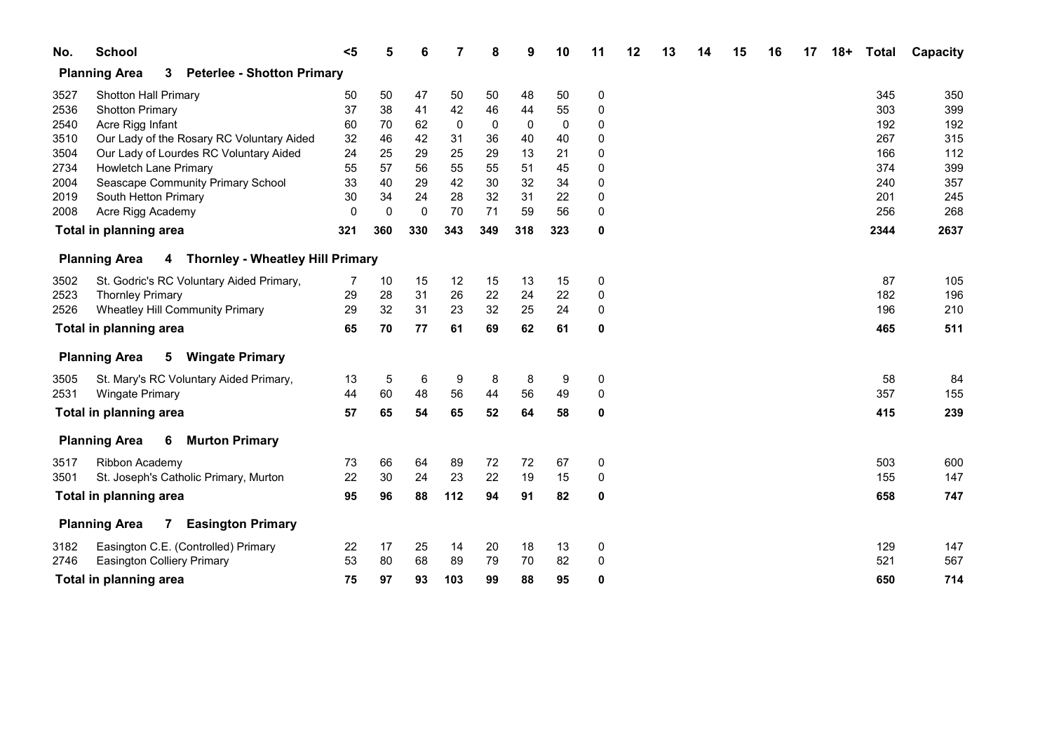| No. | School | <5 | 5 | 6 | 7 | 8 | 9 | 10 | 11 | 12 | 13 | 14 | 15 | 16 | 17 | 18+ | Total | Capacity |
|---|---|---|---|---|---|---|---|---|---|---|---|---|---|---|---|---|---|---|
| **Planning Area** | **3 Peterlee - Shotton Primary** | | | | | | | | | | | | | | | | | |
| 3527 | Shotton Hall Primary | 50 | 50 | 47 | 50 | 50 | 48 | 50 | 0 | | | | | | | | 345 | 350 |
| 2536 | Shotton Primary | 37 | 38 | 41 | 42 | 46 | 44 | 55 | 0 | | | | | | | | 303 | 399 |
| 2540 | Acre Rigg Infant | 60 | 70 | 62 | 0 | 0 | 0 | 0 | 0 | | | | | | | | 192 | 192 |
| 3510 | Our Lady of the Rosary RC Voluntary Aided | 32 | 46 | 42 | 31 | 36 | 40 | 40 | 0 | | | | | | | | 267 | 315 |
| 3504 | Our Lady of Lourdes RC Voluntary Aided | 24 | 25 | 29 | 25 | 29 | 13 | 21 | 0 | | | | | | | | 166 | 112 |
| 2734 | Howletch Lane Primary | 55 | 57 | 56 | 55 | 55 | 51 | 45 | 0 | | | | | | | | 374 | 399 |
| 2004 | Seascape Community Primary School | 33 | 40 | 29 | 42 | 30 | 32 | 34 | 0 | | | | | | | | 240 | 357 |
| 2019 | South Hetton Primary | 30 | 34 | 24 | 28 | 32 | 31 | 22 | 0 | | | | | | | | 201 | 245 |
| 2008 | Acre Rigg Academy | 0 | 0 | 0 | 70 | 71 | 59 | 56 | 0 | | | | | | | | 256 | 268 |
| **Total in planning area** | | **321** | **360** | **330** | **343** | **349** | **318** | **323** | **0** | | | | | | | | **2344** | **2637** |
| **Planning Area** | **4 Thornley - Wheatley Hill Primary** | | | | | | | | | | | | | | | | | |
| 3502 | St. Godric's RC Voluntary Aided Primary, | 7 | 10 | 15 | 12 | 15 | 13 | 15 | 0 | | | | | | | | 87 | 105 |
| 2523 | Thornley Primary | 29 | 28 | 31 | 26 | 22 | 24 | 22 | 0 | | | | | | | | 182 | 196 |
| 2526 | Wheatley Hill Community Primary | 29 | 32 | 31 | 23 | 32 | 25 | 24 | 0 | | | | | | | | 196 | 210 |
| **Total in planning area** | | **65** | **70** | **77** | **61** | **69** | **62** | **61** | **0** | | | | | | | | **465** | **511** |
| **Planning Area** | **5 Wingate Primary** | | | | | | | | | | | | | | | | | |
| 3505 | St. Mary's RC Voluntary Aided Primary, | 13 | 5 | 6 | 9 | 8 | 8 | 9 | 0 | | | | | | | | 58 | 84 |
| 2531 | Wingate Primary | 44 | 60 | 48 | 56 | 44 | 56 | 49 | 0 | | | | | | | | 357 | 155 |
| **Total in planning area** | | **57** | **65** | **54** | **65** | **52** | **64** | **58** | **0** | | | | | | | | **415** | **239** |
| **Planning Area** | **6 Murton Primary** | | | | | | | | | | | | | | | | | |
| 3517 | Ribbon Academy | 73 | 66 | 64 | 89 | 72 | 72 | 67 | 0 | | | | | | | | 503 | 600 |
| 3501 | St. Joseph's Catholic Primary, Murton | 22 | 30 | 24 | 23 | 22 | 19 | 15 | 0 | | | | | | | | 155 | 147 |
| **Total in planning area** | | **95** | **96** | **88** | **112** | **94** | **91** | **82** | **0** | | | | | | | | **658** | **747** |
| **Planning Area** | **7 Easington Primary** | | | | | | | | | | | | | | | | | |
| 3182 | Easington C.E. (Controlled) Primary | 22 | 17 | 25 | 14 | 20 | 18 | 13 | 0 | | | | | | | | 129 | 147 |
| 2746 | Easington Colliery Primary | 53 | 80 | 68 | 89 | 79 | 70 | 82 | 0 | | | | | | | | 521 | 567 |
| **Total in planning area** | | **75** | **97** | **93** | **103** | **99** | **88** | **95** | **0** | | | | | | | | **650** | **714** |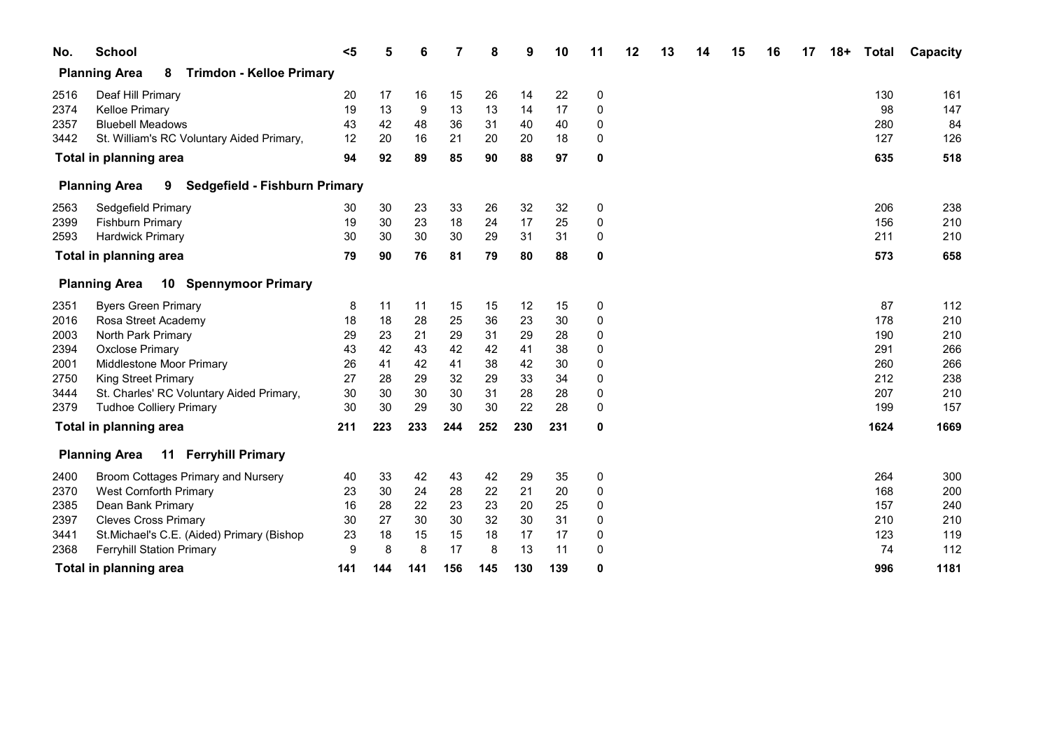| No. | School | <5 | 5 | 6 | 7 | 8 | 9 | 10 | 11 | 12 | 13 | 14 | 15 | 16 | 17 | 18+ | Total | Capacity |
|---|---|---|---|---|---|---|---|---|---|---|---|---|---|---|---|---|---|---|
| **Planning Area** | **8 Trimdon - Kelloe Primary** | | | | | | | | | | | | | | | | | |
| 2516 | Deaf Hill Primary | 20 | 17 | 16 | 15 | 26 | 14 | 22 | 0 | | | | | | | | 130 | 161 |
| 2374 | Kelloe Primary | 19 | 13 | 9 | 13 | 13 | 14 | 17 | 0 | | | | | | | | 98 | 147 |
| 2357 | Bluebell Meadows | 43 | 42 | 48 | 36 | 31 | 40 | 40 | 0 | | | | | | | | 280 | 84 |
| 3442 | St. William's RC Voluntary Aided Primary, | 12 | 20 | 16 | 21 | 20 | 20 | 18 | 0 | | | | | | | | 127 | 126 |
| **Total in planning area** | | **94** | **92** | **89** | **85** | **90** | **88** | **97** | **0** | | | | | | | | **635** | **518** |
| **Planning Area** | **9 Sedgefield - Fishburn Primary** | | | | | | | | | | | | | | | | | |
| 2563 | Sedgefield Primary | 30 | 30 | 23 | 33 | 26 | 32 | 32 | 0 | | | | | | | | 206 | 238 |
| 2399 | Fishburn Primary | 19 | 30 | 23 | 18 | 24 | 17 | 25 | 0 | | | | | | | | 156 | 210 |
| 2593 | Hardwick Primary | 30 | 30 | 30 | 30 | 29 | 31 | 31 | 0 | | | | | | | | 211 | 210 |
| **Total in planning area** | | **79** | **90** | **76** | **81** | **79** | **80** | **88** | **0** | | | | | | | | **573** | **658** |
| **Planning Area** | **10 Spennymoor Primary** | | | | | | | | | | | | | | | | | |
| 2351 | Byers Green Primary | 8 | 11 | 11 | 15 | 15 | 12 | 15 | 0 | | | | | | | | 87 | 112 |
| 2016 | Rosa Street Academy | 18 | 18 | 28 | 25 | 36 | 23 | 30 | 0 | | | | | | | | 178 | 210 |
| 2003 | North Park Primary | 29 | 23 | 21 | 29 | 31 | 29 | 28 | 0 | | | | | | | | 190 | 210 |
| 2394 | Oxclose Primary | 43 | 42 | 43 | 42 | 42 | 41 | 38 | 0 | | | | | | | | 291 | 266 |
| 2001 | Middlestone Moor Primary | 26 | 41 | 42 | 41 | 38 | 42 | 30 | 0 | | | | | | | | 260 | 266 |
| 2750 | King Street Primary | 27 | 28 | 29 | 32 | 29 | 33 | 34 | 0 | | | | | | | | 212 | 238 |
| 3444 | St. Charles' RC Voluntary Aided Primary, | 30 | 30 | 30 | 30 | 31 | 28 | 28 | 0 | | | | | | | | 207 | 210 |
| 2379 | Tudhoe Colliery Primary | 30 | 30 | 29 | 30 | 30 | 22 | 28 | 0 | | | | | | | | 199 | 157 |
| **Total in planning area** | | **211** | **223** | **233** | **244** | **252** | **230** | **231** | **0** | | | | | | | | **1624** | **1669** |
| **Planning Area** | **11 Ferryhill Primary** | | | | | | | | | | | | | | | | | |
| 2400 | Broom Cottages Primary and Nursery | 40 | 33 | 42 | 43 | 42 | 29 | 35 | 0 | | | | | | | | 264 | 300 |
| 2370 | West Cornforth Primary | 23 | 30 | 24 | 28 | 22 | 21 | 20 | 0 | | | | | | | | 168 | 200 |
| 2385 | Dean Bank Primary | 16 | 28 | 22 | 23 | 23 | 20 | 25 | 0 | | | | | | | | 157 | 240 |
| 2397 | Cleves Cross Primary | 30 | 27 | 30 | 30 | 32 | 30 | 31 | 0 | | | | | | | | 210 | 210 |
| 3441 | St.Michael's C.E. (Aided) Primary (Bishop | 23 | 18 | 15 | 15 | 18 | 17 | 17 | 0 | | | | | | | | 123 | 119 |
| 2368 | Ferryhill Station Primary | 9 | 8 | 8 | 17 | 8 | 13 | 11 | 0 | | | | | | | | 74 | 112 |
| **Total in planning area** | | **141** | **144** | **141** | **156** | **145** | **130** | **139** | **0** | | | | | | | | **996** | **1181** |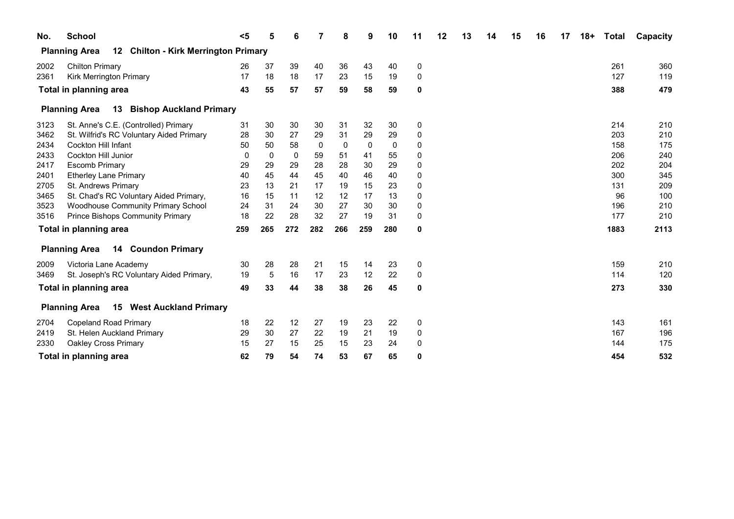| No. | School | <5 | 5 | 6 | 7 | 8 | 9 | 10 | 11 | 12 | 13 | 14 | 15 | 16 | 17 | 18+ | Total | Capacity |
|---|---|---|---|---|---|---|---|---|---|---|---|---|---|---|---|---|---|---|
| **Planning Area** | **12 Chilton - Kirk Merrington Primary** | | | | | | | | | | | | | | | | | |
| 2002 | Chilton Primary | 26 | 37 | 39 | 40 | 36 | 43 | 40 | 0 | | | | | | | | 261 | 360 |
| 2361 | Kirk Merrington Primary | 17 | 18 | 18 | 17 | 23 | 15 | 19 | 0 | | | | | | | | 127 | 119 |
| **Total in planning area** | | **43** | **55** | **57** | **57** | **59** | **58** | **59** | **0** | | | | | | | | **388** | **479** |
| **Planning Area** | **13 Bishop Auckland Primary** | | | | | | | | | | | | | | | | | |
| 3123 | St. Anne's C.E. (Controlled) Primary | 31 | 30 | 30 | 30 | 31 | 32 | 30 | 0 | | | | | | | | 214 | 210 |
| 3462 | St. Wilfrid's RC Voluntary Aided Primary | 28 | 30 | 27 | 29 | 31 | 29 | 29 | 0 | | | | | | | | 203 | 210 |
| 2434 | Cockton Hill Infant | 50 | 50 | 58 | 0 | 0 | 0 | 0 | 0 | | | | | | | | 158 | 175 |
| 2433 | Cockton Hill Junior | 0 | 0 | 0 | 59 | 51 | 41 | 55 | 0 | | | | | | | | 206 | 240 |
| 2417 | Escomb Primary | 29 | 29 | 29 | 28 | 28 | 30 | 29 | 0 | | | | | | | | 202 | 204 |
| 2401 | Etherley Lane Primary | 40 | 45 | 44 | 45 | 40 | 46 | 40 | 0 | | | | | | | | 300 | 345 |
| 2705 | St. Andrews Primary | 23 | 13 | 21 | 17 | 19 | 15 | 23 | 0 | | | | | | | | 131 | 209 |
| 3465 | St. Chad's RC Voluntary Aided Primary, | 16 | 15 | 11 | 12 | 12 | 17 | 13 | 0 | | | | | | | | 96 | 100 |
| 3523 | Woodhouse Community Primary School | 24 | 31 | 24 | 30 | 27 | 30 | 30 | 0 | | | | | | | | 196 | 210 |
| 3516 | Prince Bishops Community Primary | 18 | 22 | 28 | 32 | 27 | 19 | 31 | 0 | | | | | | | | 177 | 210 |
| **Total in planning area** | | **259** | **265** | **272** | **282** | **266** | **259** | **280** | **0** | | | | | | | | **1883** | **2113** |
| **Planning Area** | **14 Coundon Primary** | | | | | | | | | | | | | | | | | |
| 2009 | Victoria Lane Academy | 30 | 28 | 28 | 21 | 15 | 14 | 23 | 0 | | | | | | | | 159 | 210 |
| 3469 | St. Joseph's RC Voluntary Aided Primary, | 19 | 5 | 16 | 17 | 23 | 12 | 22 | 0 | | | | | | | | 114 | 120 |
| **Total in planning area** | | **49** | **33** | **44** | **38** | **38** | **26** | **45** | **0** | | | | | | | | **273** | **330** |
| **Planning Area** | **15 West Auckland Primary** | | | | | | | | | | | | | | | | | |
| 2704 | Copeland Road Primary | 18 | 22 | 12 | 27 | 19 | 23 | 22 | 0 | | | | | | | | 143 | 161 |
| 2419 | St. Helen Auckland Primary | 29 | 30 | 27 | 22 | 19 | 21 | 19 | 0 | | | | | | | | 167 | 196 |
| 2330 | Oakley Cross Primary | 15 | 27 | 15 | 25 | 15 | 23 | 24 | 0 | | | | | | | | 144 | 175 |
| **Total in planning area** | | **62** | **79** | **54** | **74** | **53** | **67** | **65** | **0** | | | | | | | | **454** | **532** |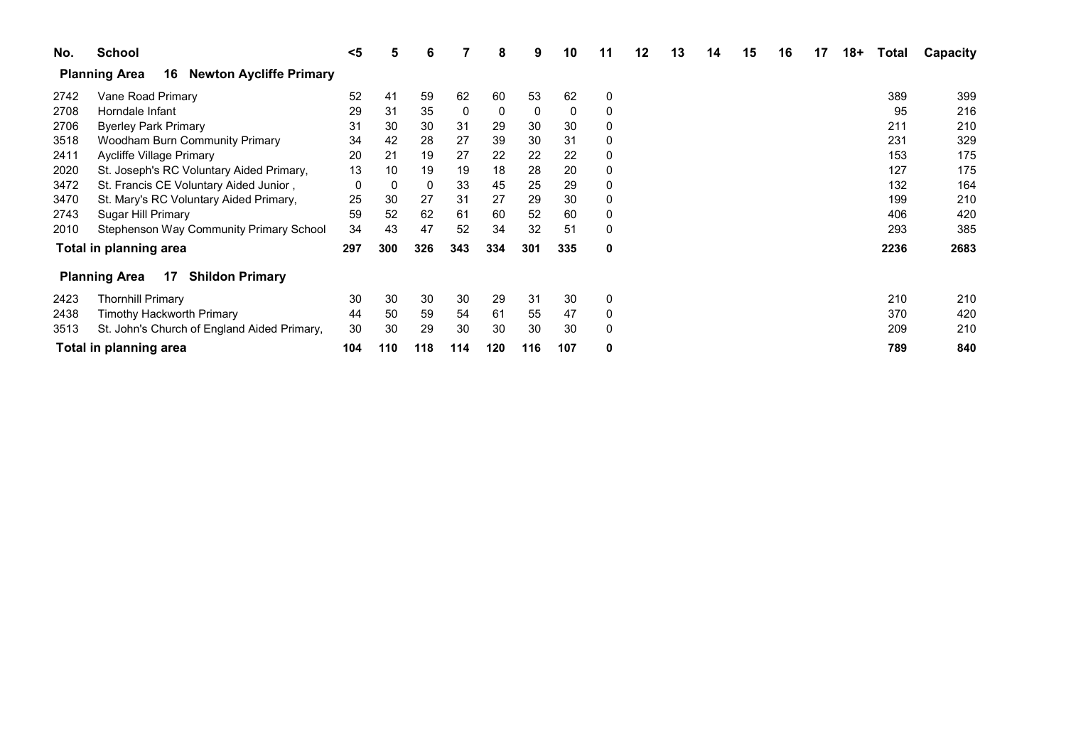| No. | School | <5 | 5 | 6 | 7 | 8 | 9 | 10 | 11 | 12 | 13 | 14 | 15 | 16 | 17 | 18+ | Total | Capacity |
|---|---|---|---|---|---|---|---|---|---|---|---|---|---|---|---|---|---|---|
| **Planning Area** | **16 Newton Aycliffe Primary** | | | | | | | | | | | | | | | | | |
| 2742 | Vane Road Primary | 52 | 41 | 59 | 62 | 60 | 53 | 62 | 0 | | | | | | | | 389 | 399 |
| 2708 | Horndale Infant | 29 | 31 | 35 | 0 | 0 | 0 | 0 | 0 | | | | | | | | 95 | 216 |
| 2706 | Byerley Park Primary | 31 | 30 | 30 | 31 | 29 | 30 | 30 | 0 | | | | | | | | 211 | 210 |
| 3518 | Woodham Burn Community Primary | 34 | 42 | 28 | 27 | 39 | 30 | 31 | 0 | | | | | | | | 231 | 329 |
| 2411 | Aycliffe Village Primary | 20 | 21 | 19 | 27 | 22 | 22 | 22 | 0 | | | | | | | | 153 | 175 |
| 2020 | St. Joseph's RC Voluntary Aided Primary, | 13 | 10 | 19 | 19 | 18 | 28 | 20 | 0 | | | | | | | | 127 | 175 |
| 3472 | St. Francis CE Voluntary Aided Junior , | 0 | 0 | 0 | 33 | 45 | 25 | 29 | 0 | | | | | | | | 132 | 164 |
| 3470 | St. Mary's RC Voluntary Aided Primary, | 25 | 30 | 27 | 31 | 27 | 29 | 30 | 0 | | | | | | | | 199 | 210 |
| 2743 | Sugar Hill Primary | 59 | 52 | 62 | 61 | 60 | 52 | 60 | 0 | | | | | | | | 406 | 420 |
| 2010 | Stephenson Way Community Primary School | 34 | 43 | 47 | 52 | 34 | 32 | 51 | 0 | | | | | | | | 293 | 385 |
| **Total in planning area** | | **297** | **300** | **326** | **343** | **334** | **301** | **335** | **0** | | | | | | | | **2236** | **2683** |
| **Planning Area** | **17 Shildon Primary** | | | | | | | | | | | | | | | | | |
| 2423 | Thornhill Primary | 30 | 30 | 30 | 30 | 29 | 31 | 30 | 0 | | | | | | | | 210 | 210 |
| 2438 | Timothy Hackworth Primary | 44 | 50 | 59 | 54 | 61 | 55 | 47 | 0 | | | | | | | | 370 | 420 |
| 3513 | St. John's Church of England Aided Primary, | 30 | 30 | 29 | 30 | 30 | 30 | 30 | 0 | | | | | | | | 209 | 210 |
| **Total in planning area** | | **104** | **110** | **118** | **114** | **120** | **116** | **107** | **0** | | | | | | | | **789** | **840** |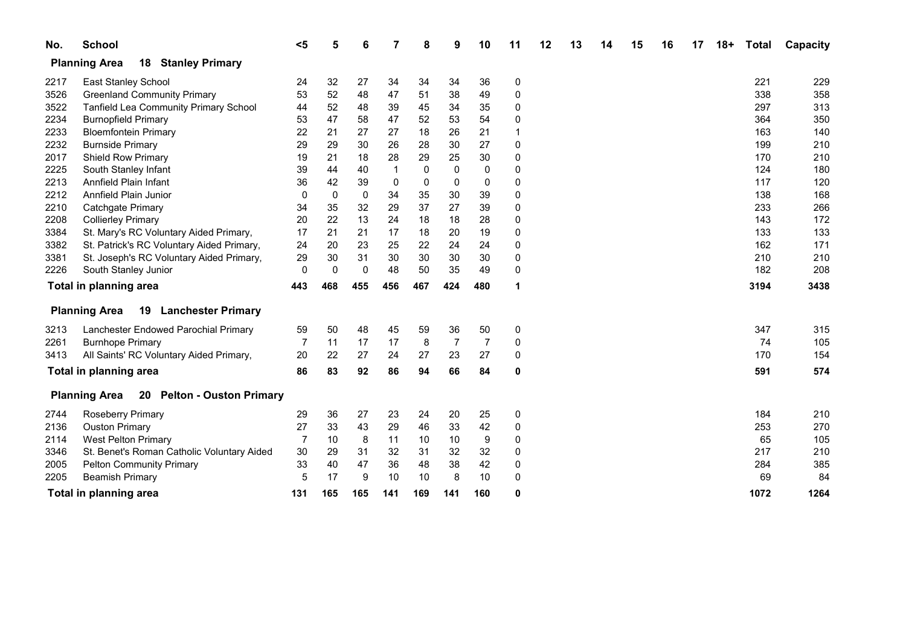| No. | School | <5 | 5 | 6 | 7 | 8 | 9 | 10 | 11 | 12 | 13 | 14 | 15 | 16 | 17 | 18+ | Total | Capacity |
|---|---|---|---|---|---|---|---|---|---|---|---|---|---|---|---|---|---|---|
| **Planning Area** | **18 Stanley Primary** | | | | | | | | | | | | | | | | | |
| 2217 | East Stanley School | 24 | 32 | 27 | 34 | 34 | 34 | 36 | 0 | | | | | | | | 221 | 229 |
| 3526 | Greenland Community Primary | 53 | 52 | 48 | 47 | 51 | 38 | 49 | 0 | | | | | | | | 338 | 358 |
| 3522 | Tanfield Lea Community Primary School | 44 | 52 | 48 | 39 | 45 | 34 | 35 | 0 | | | | | | | | 297 | 313 |
| 2234 | Burnopfield Primary | 53 | 47 | 58 | 47 | 52 | 53 | 54 | 0 | | | | | | | | 364 | 350 |
| 2233 | Bloemfontein Primary | 22 | 21 | 27 | 27 | 18 | 26 | 21 | 1 | | | | | | | | 163 | 140 |
| 2232 | Burnside Primary | 29 | 29 | 30 | 26 | 28 | 30 | 27 | 0 | | | | | | | | 199 | 210 |
| 2017 | Shield Row Primary | 19 | 21 | 18 | 28 | 29 | 25 | 30 | 0 | | | | | | | | 170 | 210 |
| 2225 | South Stanley Infant | 39 | 44 | 40 | 1 | 0 | 0 | 0 | 0 | | | | | | | | 124 | 180 |
| 2213 | Annfield Plain Infant | 36 | 42 | 39 | 0 | 0 | 0 | 0 | 0 | | | | | | | | 117 | 120 |
| 2212 | Annfield Plain Junior | 0 | 0 | 0 | 34 | 35 | 30 | 39 | 0 | | | | | | | | 138 | 168 |
| 2210 | Catchgate Primary | 34 | 35 | 32 | 29 | 37 | 27 | 39 | 0 | | | | | | | | 233 | 266 |
| 2208 | Collierley Primary | 20 | 22 | 13 | 24 | 18 | 18 | 28 | 0 | | | | | | | | 143 | 172 |
| 3384 | St. Mary's RC Voluntary Aided Primary, | 17 | 21 | 21 | 17 | 18 | 20 | 19 | 0 | | | | | | | | 133 | 133 |
| 3382 | St. Patrick's RC Voluntary Aided Primary, | 24 | 20 | 23 | 25 | 22 | 24 | 24 | 0 | | | | | | | | 162 | 171 |
| 3381 | St. Joseph's RC Voluntary Aided Primary, | 29 | 30 | 31 | 30 | 30 | 30 | 30 | 0 | | | | | | | | 210 | 210 |
| 2226 | South Stanley Junior | 0 | 0 | 0 | 48 | 50 | 35 | 49 | 0 | | | | | | | | 182 | 208 |
| **Total in planning area** | | **443** | **468** | **455** | **456** | **467** | **424** | **480** | **1** | | | | | | | | **3194** | **3438** |
| **Planning Area** | **19 Lanchester Primary** | | | | | | | | | | | | | | | | | |
| 3213 | Lanchester Endowed Parochial Primary | 59 | 50 | 48 | 45 | 59 | 36 | 50 | 0 | | | | | | | | 347 | 315 |
| 2261 | Burnhope Primary | 7 | 11 | 17 | 17 | 8 | 7 | 7 | 0 | | | | | | | | 74 | 105 |
| 3413 | All Saints' RC Voluntary Aided Primary, | 20 | 22 | 27 | 24 | 27 | 23 | 27 | 0 | | | | | | | | 170 | 154 |
| **Total in planning area** | | **86** | **83** | **92** | **86** | **94** | **66** | **84** | **0** | | | | | | | | **591** | **574** |
| **Planning Area** | **20 Pelton - Ouston Primary** | | | | | | | | | | | | | | | | | |
| 2744 | Roseberry Primary | 29 | 36 | 27 | 23 | 24 | 20 | 25 | 0 | | | | | | | | 184 | 210 |
| 2136 | Ouston Primary | 27 | 33 | 43 | 29 | 46 | 33 | 42 | 0 | | | | | | | | 253 | 270 |
| 2114 | West Pelton Primary | 7 | 10 | 8 | 11 | 10 | 10 | 9 | 0 | | | | | | | | 65 | 105 |
| 3346 | St. Benet's Roman Catholic Voluntary Aided | 30 | 29 | 31 | 32 | 31 | 32 | 32 | 0 | | | | | | | | 217 | 210 |
| 2005 | Pelton Community Primary | 33 | 40 | 47 | 36 | 48 | 38 | 42 | 0 | | | | | | | | 284 | 385 |
| 2205 | Beamish Primary | 5 | 17 | 9 | 10 | 10 | 8 | 10 | 0 | | | | | | | | 69 | 84 |
| **Total in planning area** | | **131** | **165** | **165** | **141** | **169** | **141** | **160** | **0** | | | | | | | | **1072** | **1264** |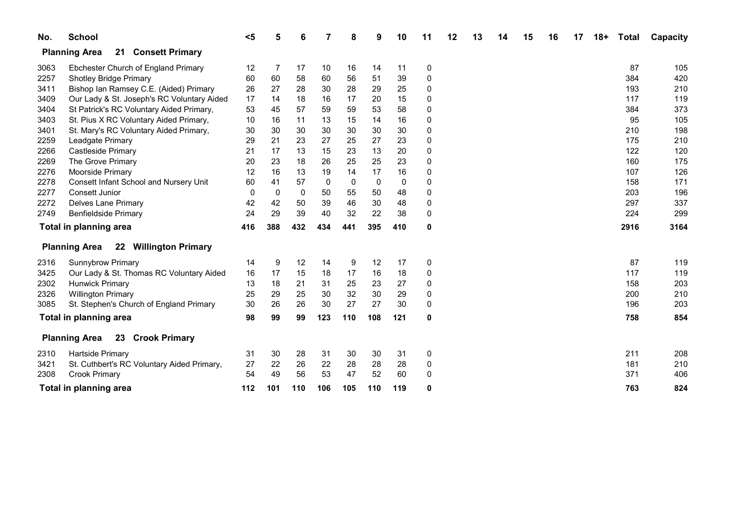| No. | School | <5 | 5 | 6 | 7 | 8 | 9 | 10 | 11 | 12 | 13 | 14 | 15 | 16 | 17 | 18+ | Total | Capacity |
|---|---|---|---|---|---|---|---|---|---|---|---|---|---|---|---|---|---|---|
| **Planning Area** | **21 Consett Primary** | | | | | | | | | | | | | | | | | |
| 3063 | Ebchester Church of England Primary | 12 | 7 | 17 | 10 | 16 | 14 | 11 | 0 | | | | | | | | 87 | 105 |
| 2257 | Shotley Bridge Primary | 60 | 60 | 58 | 60 | 56 | 51 | 39 | 0 | | | | | | | | 384 | 420 |
| 3411 | Bishop Ian Ramsey C.E. (Aided) Primary | 26 | 27 | 28 | 30 | 28 | 29 | 25 | 0 | | | | | | | | 193 | 210 |
| 3409 | Our Lady & St. Joseph's RC Voluntary Aided | 17 | 14 | 18 | 16 | 17 | 20 | 15 | 0 | | | | | | | | 117 | 119 |
| 3404 | St Patrick's RC Voluntary Aided Primary, | 53 | 45 | 57 | 59 | 59 | 53 | 58 | 0 | | | | | | | | 384 | 373 |
| 3403 | St. Pius X RC Voluntary Aided Primary, | 10 | 16 | 11 | 13 | 15 | 14 | 16 | 0 | | | | | | | | 95 | 105 |
| 3401 | St. Mary's RC Voluntary Aided Primary, | 30 | 30 | 30 | 30 | 30 | 30 | 30 | 0 | | | | | | | | 210 | 198 |
| 2259 | Leadgate Primary | 29 | 21 | 23 | 27 | 25 | 27 | 23 | 0 | | | | | | | | 175 | 210 |
| 2266 | Castleside Primary | 21 | 17 | 13 | 15 | 23 | 13 | 20 | 0 | | | | | | | | 122 | 120 |
| 2269 | The Grove Primary | 20 | 23 | 18 | 26 | 25 | 25 | 23 | 0 | | | | | | | | 160 | 175 |
| 2276 | Moorside Primary | 12 | 16 | 13 | 19 | 14 | 17 | 16 | 0 | | | | | | | | 107 | 126 |
| 2278 | Consett Infant School and Nursery Unit | 60 | 41 | 57 | 0 | 0 | 0 | 0 | 0 | | | | | | | | 158 | 171 |
| 2277 | Consett Junior | 0 | 0 | 0 | 50 | 55 | 50 | 48 | 0 | | | | | | | | 203 | 196 |
| 2272 | Delves Lane Primary | 42 | 42 | 50 | 39 | 46 | 30 | 48 | 0 | | | | | | | | 297 | 337 |
| 2749 | Benfieldside Primary | 24 | 29 | 39 | 40 | 32 | 22 | 38 | 0 | | | | | | | | 224 | 299 |
| **Total in planning area** | | **416** | **388** | **432** | **434** | **441** | **395** | **410** | **0** | | | | | | | | **2916** | **3164** |
| **Planning Area** | **22 Willington Primary** | | | | | | | | | | | | | | | | | |
| 2316 | Sunnybrow Primary | 14 | 9 | 12 | 14 | 9 | 12 | 17 | 0 | | | | | | | | 87 | 119 |
| 3425 | Our Lady & St. Thomas RC Voluntary Aided | 16 | 17 | 15 | 18 | 17 | 16 | 18 | 0 | | | | | | | | 117 | 119 |
| 2302 | Hunwick Primary | 13 | 18 | 21 | 31 | 25 | 23 | 27 | 0 | | | | | | | | 158 | 203 |
| 2326 | Willington Primary | 25 | 29 | 25 | 30 | 32 | 30 | 29 | 0 | | | | | | | | 200 | 210 |
| 3085 | St. Stephen's Church of England Primary | 30 | 26 | 26 | 30 | 27 | 27 | 30 | 0 | | | | | | | | 196 | 203 |
| **Total in planning area** | | **98** | **99** | **99** | **123** | **110** | **108** | **121** | **0** | | | | | | | | **758** | **854** |
| **Planning Area** | **23 Crook Primary** | | | | | | | | | | | | | | | | | |
| 2310 | Hartside Primary | 31 | 30 | 28 | 31 | 30 | 30 | 31 | 0 | | | | | | | | 211 | 208 |
| 3421 | St. Cuthbert's RC Voluntary Aided Primary, | 27 | 22 | 26 | 22 | 28 | 28 | 28 | 0 | | | | | | | | 181 | 210 |
| 2308 | Crook Primary | 54 | 49 | 56 | 53 | 47 | 52 | 60 | 0 | | | | | | | | 371 | 406 |
| **Total in planning area** | | **112** | **101** | **110** | **106** | **105** | **110** | **119** | **0** | | | | | | | | **763** | **824** |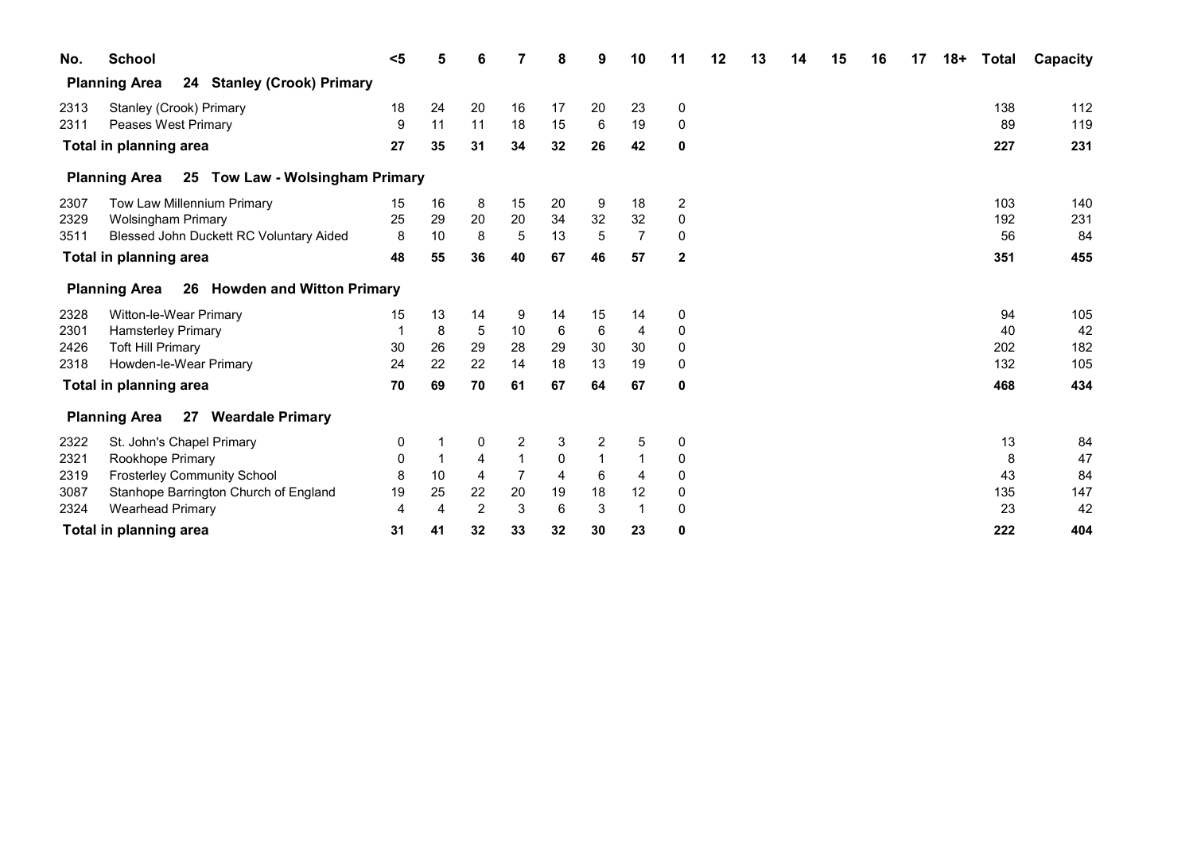| No. | School | <5 | 5 | 6 | 7 | 8 | 9 | 10 | 11 | 12 | 13 | 14 | 15 | 16 | 17 | 18+ | Total | Capacity |
|---|---|---|---|---|---|---|---|---|---|---|---|---|---|---|---|---|---|---|
| **Planning Area** | **24 Stanley (Crook) Primary** | | | | | | | | | | | | | | | | | |
| 2313 | Stanley (Crook) Primary | 18 | 24 | 20 | 16 | 17 | 20 | 23 | 0 | | | | | | | | 138 | 112 |
| 2311 | Peases West Primary | 9 | 11 | 11 | 18 | 15 | 6 | 19 | 0 | | | | | | | | 89 | 119 |
| **Total in planning area** | | **27** | **35** | **31** | **34** | **32** | **26** | **42** | **0** | | | | | | | | **227** | **231** |
| **Planning Area** | **25 Tow Law - Wolsingham Primary** | | | | | | | | | | | | | | | | | |
| 2307 | Tow Law Millennium Primary | 15 | 16 | 8 | 15 | 20 | 9 | 18 | 2 | | | | | | | | 103 | 140 |
| 2329 | Wolsingham Primary | 25 | 29 | 20 | 20 | 34 | 32 | 32 | 0 | | | | | | | | 192 | 231 |
| 3511 | Blessed John Duckett RC Voluntary Aided | 8 | 10 | 8 | 5 | 13 | 5 | 7 | 0 | | | | | | | | 56 | 84 |
| **Total in planning area** | | **48** | **55** | **36** | **40** | **67** | **46** | **57** | **2** | | | | | | | | **351** | **455** |
| **Planning Area** | **26 Howden and Witton Primary** | | | | | | | | | | | | | | | | | |
| 2328 | Witton-le-Wear Primary | 15 | 13 | 14 | 9 | 14 | 15 | 14 | 0 | | | | | | | | 94 | 105 |
| 2301 | Hamsterley Primary | 1 | 8 | 5 | 10 | 6 | 6 | 4 | 0 | | | | | | | | 40 | 42 |
| 2426 | Toft Hill Primary | 30 | 26 | 29 | 28 | 29 | 30 | 30 | 0 | | | | | | | | 202 | 182 |
| 2318 | Howden-le-Wear Primary | 24 | 22 | 22 | 14 | 18 | 13 | 19 | 0 | | | | | | | | 132 | 105 |
| **Total in planning area** | | **70** | **69** | **70** | **61** | **67** | **64** | **67** | **0** | | | | | | | | **468** | **434** |
| **Planning Area** | **27 Weardale Primary** | | | | | | | | | | | | | | | | | |
| 2322 | St. John's Chapel Primary | 0 | 1 | 0 | 2 | 3 | 2 | 5 | 0 | | | | | | | | 13 | 84 |
| 2321 | Rookhope Primary | 0 | 1 | 4 | 1 | 0 | 1 | 1 | 0 | | | | | | | | 8 | 47 |
| 2319 | Frosterley Community School | 8 | 10 | 4 | 7 | 4 | 6 | 4 | 0 | | | | | | | | 43 | 84 |
| 3087 | Stanhope Barrington Church of England | 19 | 25 | 22 | 20 | 19 | 18 | 12 | 0 | | | | | | | | 135 | 147 |
| 2324 | Wearhead Primary | 4 | 4 | 2 | 3 | 6 | 3 | 1 | 0 | | | | | | | | 23 | 42 |
| **Total in planning area** | | **31** | **41** | **32** | **33** | **32** | **30** | **23** | **0** | | | | | | | | **222** | **404** |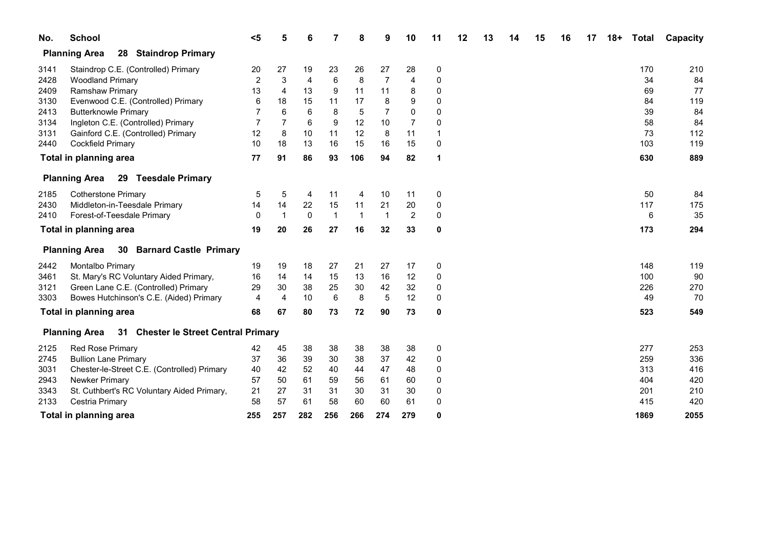| No. | School | <5 | 5 | 6 | 7 | 8 | 9 | 10 | 11 | 12 | 13 | 14 | 15 | 16 | 17 | 18+ | Total | Capacity |
|---|---|---|---|---|---|---|---|---|---|---|---|---|---|---|---|---|---|---|
| **Planning Area** | **28 Staindrop Primary** | | | | | | | | | | | | | | | | | |
| 3141 | Staindrop C.E. (Controlled) Primary | 20 | 27 | 19 | 23 | 26 | 27 | 28 | 0 | | | | | | | | 170 | 210 |
| 2428 | Woodland Primary | 2 | 3 | 4 | 6 | 8 | 7 | 4 | 0 | | | | | | | | 34 | 84 |
| 2409 | Ramshaw Primary | 13 | 4 | 13 | 9 | 11 | 11 | 8 | 0 | | | | | | | | 69 | 77 |
| 3130 | Evenwood C.E. (Controlled) Primary | 6 | 18 | 15 | 11 | 17 | 8 | 9 | 0 | | | | | | | | 84 | 119 |
| 2413 | Butterknowle Primary | 7 | 6 | 6 | 8 | 5 | 7 | 0 | 0 | | | | | | | | 39 | 84 |
| 3134 | Ingleton C.E. (Controlled) Primary | 7 | 7 | 6 | 9 | 12 | 10 | 7 | 0 | | | | | | | | 58 | 84 |
| 3131 | Gainford C.E. (Controlled) Primary | 12 | 8 | 10 | 11 | 12 | 8 | 11 | 1 | | | | | | | | 73 | 112 |
| 2440 | Cockfield Primary | 10 | 18 | 13 | 16 | 15 | 16 | 15 | 0 | | | | | | | | 103 | 119 |
| **Total in planning area** | | **77** | **91** | **86** | **93** | **106** | **94** | **82** | **1** | | | | | | | | **630** | **889** |
| **Planning Area** | **29 Teesdale Primary** | | | | | | | | | | | | | | | | | |
| 2185 | Cotherstone Primary | 5 | 5 | 4 | 11 | 4 | 10 | 11 | 0 | | | | | | | | 50 | 84 |
| 2430 | Middleton-in-Teesdale Primary | 14 | 14 | 22 | 15 | 11 | 21 | 20 | 0 | | | | | | | | 117 | 175 |
| 2410 | Forest-of-Teesdale Primary | 0 | 1 | 0 | 1 | 1 | 1 | 2 | 0 | | | | | | | | 6 | 35 |
| **Total in planning area** | | **19** | **20** | **26** | **27** | **16** | **32** | **33** | **0** | | | | | | | | **173** | **294** |
| **Planning Area** | **30 Barnard Castle Primary** | | | | | | | | | | | | | | | | | |
| 2442 | Montalbo Primary | 19 | 19 | 18 | 27 | 21 | 27 | 17 | 0 | | | | | | | | 148 | 119 |
| 3461 | St. Mary's RC Voluntary Aided Primary, | 16 | 14 | 14 | 15 | 13 | 16 | 12 | 0 | | | | | | | | 100 | 90 |
| 3121 | Green Lane C.E. (Controlled) Primary | 29 | 30 | 38 | 25 | 30 | 42 | 32 | 0 | | | | | | | | 226 | 270 |
| 3303 | Bowes Hutchinson's C.E. (Aided) Primary | 4 | 4 | 10 | 6 | 8 | 5 | 12 | 0 | | | | | | | | 49 | 70 |
| **Total in planning area** | | **68** | **67** | **80** | **73** | **72** | **90** | **73** | **0** | | | | | | | | **523** | **549** |
| **Planning Area** | **31 Chester le Street Central Primary** | | | | | | | | | | | | | | | | | |
| 2125 | Red Rose Primary | 42 | 45 | 38 | 38 | 38 | 38 | 38 | 0 | | | | | | | | 277 | 253 |
| 2745 | Bullion Lane Primary | 37 | 36 | 39 | 30 | 38 | 37 | 42 | 0 | | | | | | | | 259 | 336 |
| 3031 | Chester-le-Street C.E. (Controlled) Primary | 40 | 42 | 52 | 40 | 44 | 47 | 48 | 0 | | | | | | | | 313 | 416 |
| 2943 | Newker Primary | 57 | 50 | 61 | 59 | 56 | 61 | 60 | 0 | | | | | | | | 404 | 420 |
| 3343 | St. Cuthbert's RC Voluntary Aided Primary, | 21 | 27 | 31 | 31 | 30 | 31 | 30 | 0 | | | | | | | | 201 | 210 |
| 2133 | Cestria Primary | 58 | 57 | 61 | 58 | 60 | 60 | 61 | 0 | | | | | | | | 415 | 420 |
| **Total in planning area** | | **255** | **257** | **282** | **256** | **266** | **274** | **279** | **0** | | | | | | | | **1869** | **2055** |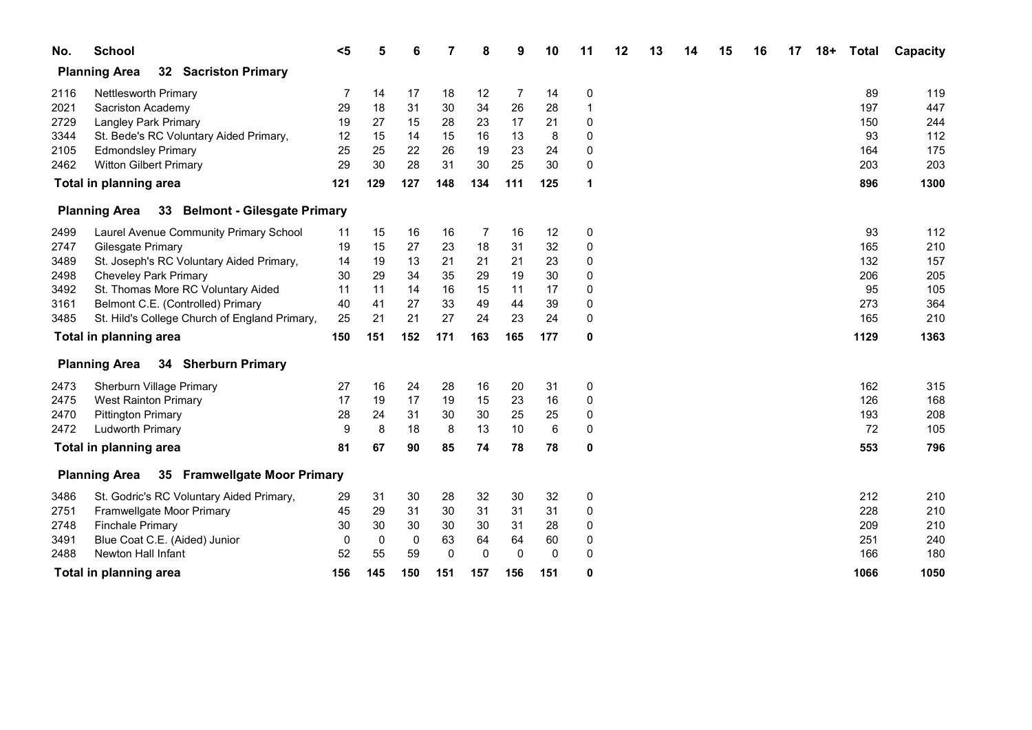| No. | School | <5 | 5 | 6 | 7 | 8 | 9 | 10 | 11 | 12 | 13 | 14 | 15 | 16 | 17 | 18+ | Total | Capacity |
|---|---|---|---|---|---|---|---|---|---|---|---|---|---|---|---|---|---|---|
| **Planning Area** | **32 Sacriston Primary** | | | | | | | | | | | | | | | | | |
| 2116 | Nettlesworth Primary | 7 | 14 | 17 | 18 | 12 | 7 | 14 | 0 | | | | | | | | 89 | 119 |
| 2021 | Sacriston Academy | 29 | 18 | 31 | 30 | 34 | 26 | 28 | 1 | | | | | | | | 197 | 447 |
| 2729 | Langley Park Primary | 19 | 27 | 15 | 28 | 23 | 17 | 21 | 0 | | | | | | | | 150 | 244 |
| 3344 | St. Bede's RC Voluntary Aided Primary, | 12 | 15 | 14 | 15 | 16 | 13 | 8 | 0 | | | | | | | | 93 | 112 |
| 2105 | Edmondsley Primary | 25 | 25 | 22 | 26 | 19 | 23 | 24 | 0 | | | | | | | | 164 | 175 |
| 2462 | Witton Gilbert Primary | 29 | 30 | 28 | 31 | 30 | 25 | 30 | 0 | | | | | | | | 203 | 203 |
| **Total in planning area** | | **121** | **129** | **127** | **148** | **134** | **111** | **125** | **1** | | | | | | | | **896** | **1300** |
| **Planning Area** | **33 Belmont - Gilesgate Primary** | | | | | | | | | | | | | | | | | |
| 2499 | Laurel Avenue Community Primary School | 11 | 15 | 16 | 16 | 7 | 16 | 12 | 0 | | | | | | | | 93 | 112 |
| 2747 | Gilesgate Primary | 19 | 15 | 27 | 23 | 18 | 31 | 32 | 0 | | | | | | | | 165 | 210 |
| 3489 | St. Joseph's RC Voluntary Aided Primary, | 14 | 19 | 13 | 21 | 21 | 21 | 23 | 0 | | | | | | | | 132 | 157 |
| 2498 | Cheveley Park Primary | 30 | 29 | 34 | 35 | 29 | 19 | 30 | 0 | | | | | | | | 206 | 205 |
| 3492 | St. Thomas More RC Voluntary Aided | 11 | 11 | 14 | 16 | 15 | 11 | 17 | 0 | | | | | | | | 95 | 105 |
| 3161 | Belmont C.E. (Controlled) Primary | 40 | 41 | 27 | 33 | 49 | 44 | 39 | 0 | | | | | | | | 273 | 364 |
| 3485 | St. Hild's College Church of England Primary, | 25 | 21 | 21 | 27 | 24 | 23 | 24 | 0 | | | | | | | | 165 | 210 |
| **Total in planning area** | | **150** | **151** | **152** | **171** | **163** | **165** | **177** | **0** | | | | | | | | **1129** | **1363** |
| **Planning Area** | **34 Sherburn Primary** | | | | | | | | | | | | | | | | | |
| 2473 | Sherburn Village Primary | 27 | 16 | 24 | 28 | 16 | 20 | 31 | 0 | | | | | | | | 162 | 315 |
| 2475 | West Rainton Primary | 17 | 19 | 17 | 19 | 15 | 23 | 16 | 0 | | | | | | | | 126 | 168 |
| 2470 | Pittington Primary | 28 | 24 | 31 | 30 | 30 | 25 | 25 | 0 | | | | | | | | 193 | 208 |
| 2472 | Ludworth Primary | 9 | 8 | 18 | 8 | 13 | 10 | 6 | 0 | | | | | | | | 72 | 105 |
| **Total in planning area** | | **81** | **67** | **90** | **85** | **74** | **78** | **78** | **0** | | | | | | | | **553** | **796** |
| **Planning Area** | **35 Framwellgate Moor Primary** | | | | | | | | | | | | | | | | | |
| 3486 | St. Godric's RC Voluntary Aided Primary, | 29 | 31 | 30 | 28 | 32 | 30 | 32 | 0 | | | | | | | | 212 | 210 |
| 2751 | Framwellgate Moor Primary | 45 | 29 | 31 | 30 | 31 | 31 | 31 | 0 | | | | | | | | 228 | 210 |
| 2748 | Finchale Primary | 30 | 30 | 30 | 30 | 30 | 31 | 28 | 0 | | | | | | | | 209 | 210 |
| 3491 | Blue Coat C.E. (Aided) Junior | 0 | 0 | 0 | 63 | 64 | 64 | 60 | 0 | | | | | | | | 251 | 240 |
| 2488 | Newton Hall Infant | 52 | 55 | 59 | 0 | 0 | 0 | 0 | 0 | | | | | | | | 166 | 180 |
| **Total in planning area** | | **156** | **145** | **150** | **151** | **157** | **156** | **151** | **0** | | | | | | | | **1066** | **1050** |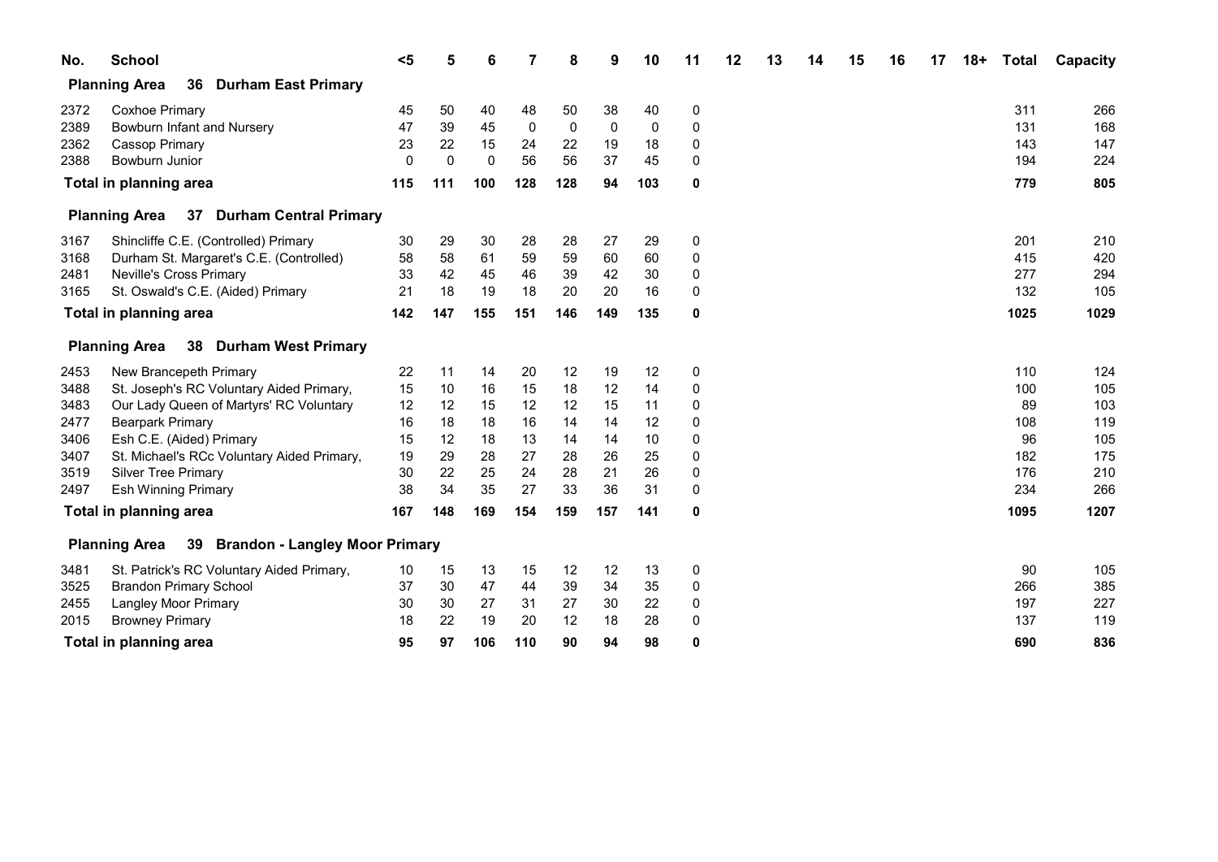| No. | School | <5 | 5 | 6 | 7 | 8 | 9 | 10 | 11 | 12 | 13 | 14 | 15 | 16 | 17 | 18+ | Total | Capacity |
|---|---|---|---|---|---|---|---|---|---|---|---|---|---|---|---|---|---|---|
| **Planning Area** | **36 Durham East Primary** | | | | | | | | | | | | | | | | | |
| 2372 | Coxhoe Primary | 45 | 50 | 40 | 48 | 50 | 38 | 40 | 0 | | | | | | | | 311 | 266 |
| 2389 | Bowburn Infant and Nursery | 47 | 39 | 45 | 0 | 0 | 0 | 0 | 0 | | | | | | | | 131 | 168 |
| 2362 | Cassop Primary | 23 | 22 | 15 | 24 | 22 | 19 | 18 | 0 | | | | | | | | 143 | 147 |
| 2388 | Bowburn Junior | 0 | 0 | 0 | 56 | 56 | 37 | 45 | 0 | | | | | | | | 194 | 224 |
| **Total in planning area** | | **115** | **111** | **100** | **128** | **128** | **94** | **103** | **0** | | | | | | | | **779** | **805** |
| **Planning Area** | **37 Durham Central Primary** | | | | | | | | | | | | | | | | | |
| 3167 | Shincliffe C.E. (Controlled) Primary | 30 | 29 | 30 | 28 | 28 | 27 | 29 | 0 | | | | | | | | 201 | 210 |
| 3168 | Durham St. Margaret's C.E. (Controlled) | 58 | 58 | 61 | 59 | 59 | 60 | 60 | 0 | | | | | | | | 415 | 420 |
| 2481 | Neville's Cross Primary | 33 | 42 | 45 | 46 | 39 | 42 | 30 | 0 | | | | | | | | 277 | 294 |
| 3165 | St. Oswald's C.E. (Aided) Primary | 21 | 18 | 19 | 18 | 20 | 20 | 16 | 0 | | | | | | | | 132 | 105 |
| **Total in planning area** | | **142** | **147** | **155** | **151** | **146** | **149** | **135** | **0** | | | | | | | | **1025** | **1029** |
| **Planning Area** | **38 Durham West Primary** | | | | | | | | | | | | | | | | | |
| 2453 | New Brancepeth Primary | 22 | 11 | 14 | 20 | 12 | 19 | 12 | 0 | | | | | | | | 110 | 124 |
| 3488 | St. Joseph's RC Voluntary Aided Primary, | 15 | 10 | 16 | 15 | 18 | 12 | 14 | 0 | | | | | | | | 100 | 105 |
| 3483 | Our Lady Queen of Martyrs' RC Voluntary | 12 | 12 | 15 | 12 | 12 | 15 | 11 | 0 | | | | | | | | 89 | 103 |
| 2477 | Bearpark Primary | 16 | 18 | 18 | 16 | 14 | 14 | 12 | 0 | | | | | | | | 108 | 119 |
| 3406 | Esh C.E. (Aided) Primary | 15 | 12 | 18 | 13 | 14 | 14 | 10 | 0 | | | | | | | | 96 | 105 |
| 3407 | St. Michael's RCc Voluntary Aided Primary, | 19 | 29 | 28 | 27 | 28 | 26 | 25 | 0 | | | | | | | | 182 | 175 |
| 3519 | Silver Tree Primary | 30 | 22 | 25 | 24 | 28 | 21 | 26 | 0 | | | | | | | | 176 | 210 |
| 2497 | Esh Winning Primary | 38 | 34 | 35 | 27 | 33 | 36 | 31 | 0 | | | | | | | | 234 | 266 |
| **Total in planning area** | | **167** | **148** | **169** | **154** | **159** | **157** | **141** | **0** | | | | | | | | **1095** | **1207** |
| **Planning Area** | **39 Brandon - Langley Moor Primary** | | | | | | | | | | | | | | | | | |
| 3481 | St. Patrick's RC Voluntary Aided Primary, | 10 | 15 | 13 | 15 | 12 | 12 | 13 | 0 | | | | | | | | 90 | 105 |
| 3525 | Brandon Primary School | 37 | 30 | 47 | 44 | 39 | 34 | 35 | 0 | | | | | | | | 266 | 385 |
| 2455 | Langley Moor Primary | 30 | 30 | 27 | 31 | 27 | 30 | 22 | 0 | | | | | | | | 197 | 227 |
| 2015 | Browney Primary | 18 | 22 | 19 | 20 | 12 | 18 | 28 | 0 | | | | | | | | 137 | 119 |
| **Total in planning area** | | **95** | **97** | **106** | **110** | **90** | **94** | **98** | **0** | | | | | | | | **690** | **836** |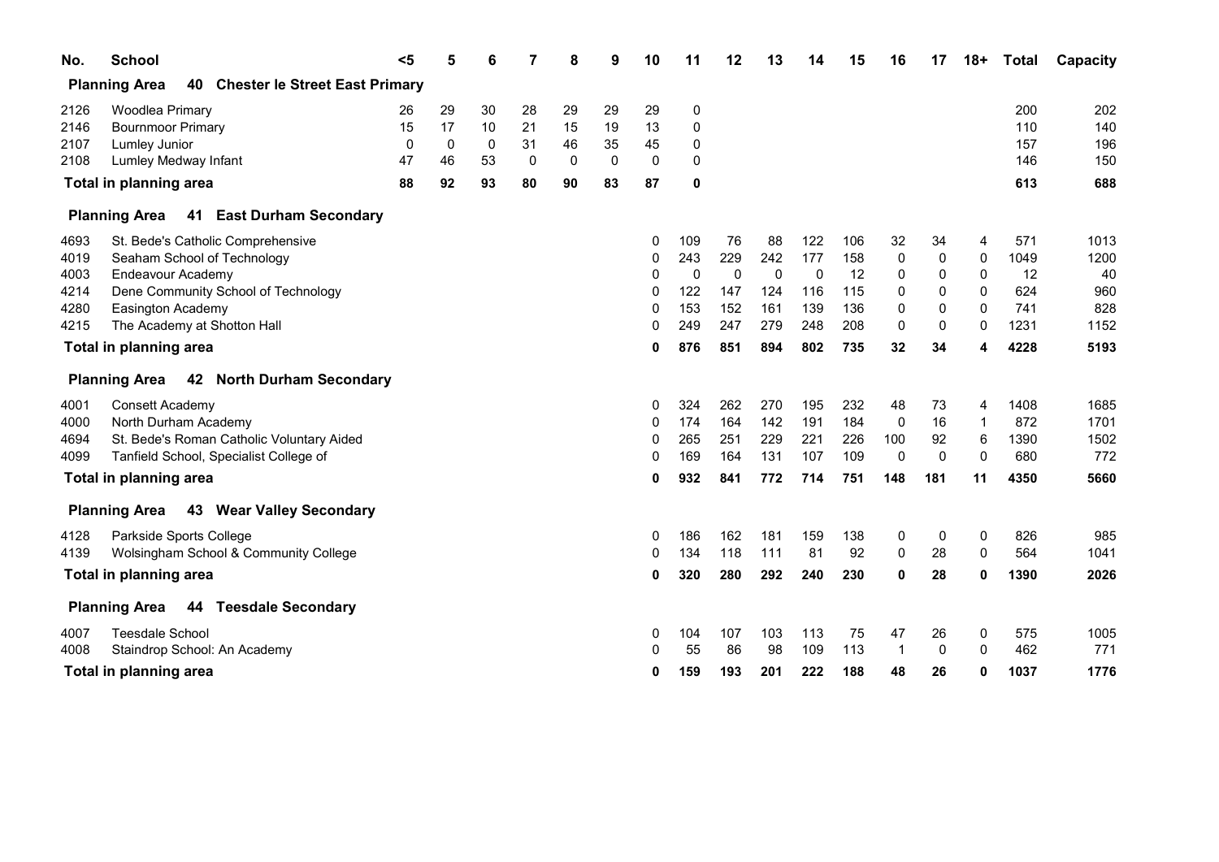| No. | School | <5 | 5 | 6 | 7 | 8 | 9 | 10 | 11 | 12 | 13 | 14 | 15 | 16 | 17 | 18+ | Total | Capacity |
|---|---|---|---|---|---|---|---|---|---|---|---|---|---|---|---|---|---|---|
| **Planning Area** | **40 Chester le Street East Primary** | | | | | | | | | | | | | | | | | |
| 2126 | Woodlea Primary | 26 | 29 | 30 | 28 | 29 | 29 | 29 | 0 | | | | | | | | 200 | 202 |
| 2146 | Bournmoor Primary | 15 | 17 | 10 | 21 | 15 | 19 | 13 | 0 | | | | | | | | 110 | 140 |
| 2107 | Lumley Junior | 0 | 0 | 0 | 31 | 46 | 35 | 45 | 0 | | | | | | | | 157 | 196 |
| 2108 | Lumley Medway Infant | 47 | 46 | 53 | 0 | 0 | 0 | 0 | 0 | | | | | | | | 146 | 150 |
| **Total in planning area** | | **88** | **92** | **93** | **80** | **90** | **83** | **87** | **0** | | | | | | | | **613** | **688** |
| **Planning Area** | **41 East Durham Secondary** | | | | | | | | | | | | | | | | | |
| 4693 | St. Bede's Catholic Comprehensive | | | | | | | 0 | 109 | 76 | 88 | 122 | 106 | 32 | 34 | 4 | 571 | 1013 |
| 4019 | Seaham School of Technology | | | | | | | 0 | 243 | 229 | 242 | 177 | 158 | 0 | 0 | 0 | 1049 | 1200 |
| 4003 | Endeavour Academy | | | | | | | 0 | 0 | 0 | 0 | 0 | 12 | 0 | 0 | 0 | 12 | 40 |
| 4214 | Dene Community School of Technology | | | | | | | 0 | 122 | 147 | 124 | 116 | 115 | 0 | 0 | 0 | 624 | 960 |
| 4280 | Easington Academy | | | | | | | 0 | 153 | 152 | 161 | 139 | 136 | 0 | 0 | 0 | 741 | 828 |
| 4215 | The Academy at Shotton Hall | | | | | | | 0 | 249 | 247 | 279 | 248 | 208 | 0 | 0 | 0 | 1231 | 1152 |
| **Total in planning area** | | | | | | | | **0** | **876** | **851** | **894** | **802** | **735** | **32** | **34** | **4** | **4228** | **5193** |
| **Planning Area** | **42 North Durham Secondary** | | | | | | | | | | | | | | | | | |
| 4001 | Consett Academy | | | | | | | 0 | 324 | 262 | 270 | 195 | 232 | 48 | 73 | 4 | 1408 | 1685 |
| 4000 | North Durham Academy | | | | | | | 0 | 174 | 164 | 142 | 191 | 184 | 0 | 16 | 1 | 872 | 1701 |
| 4694 | St. Bede's Roman Catholic Voluntary Aided | | | | | | | 0 | 265 | 251 | 229 | 221 | 226 | 100 | 92 | 6 | 1390 | 1502 |
| 4099 | Tanfield School, Specialist College of | | | | | | | 0 | 169 | 164 | 131 | 107 | 109 | 0 | 0 | 0 | 680 | 772 |
| **Total in planning area** | | | | | | | | **0** | **932** | **841** | **772** | **714** | **751** | **148** | **181** | **11** | **4350** | **5660** |
| **Planning Area** | **43 Wear Valley Secondary** | | | | | | | | | | | | | | | | | |
| 4128 | Parkside Sports College | | | | | | | 0 | 186 | 162 | 181 | 159 | 138 | 0 | 0 | 0 | 826 | 985 |
| 4139 | Wolsingham School & Community College | | | | | | | 0 | 134 | 118 | 111 | 81 | 92 | 0 | 28 | 0 | 564 | 1041 |
| **Total in planning area** | | | | | | | | **0** | **320** | **280** | **292** | **240** | **230** | **0** | **28** | **0** | **1390** | **2026** |
| **Planning Area** | **44 Teesdale Secondary** | | | | | | | | | | | | | | | | | |
| 4007 | Teesdale School | | | | | | | 0 | 104 | 107 | 103 | 113 | 75 | 47 | 26 | 0 | 575 | 1005 |
| 4008 | Staindrop School: An Academy | | | | | | | 0 | 55 | 86 | 98 | 109 | 113 | 1 | 0 | 0 | 462 | 771 |
| **Total in planning area** | | | | | | | | **0** | **159** | **193** | **201** | **222** | **188** | **48** | **26** | **0** | **1037** | **1776** |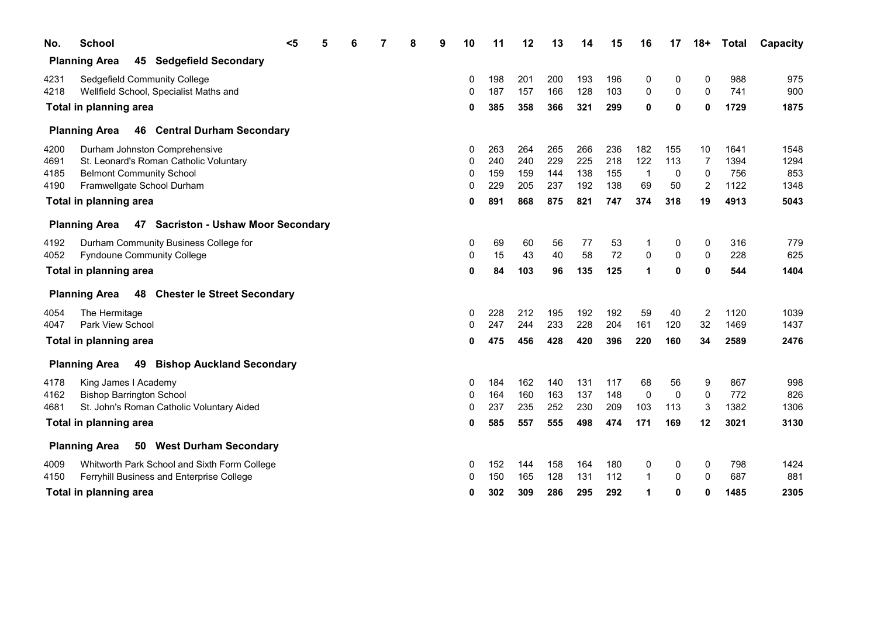| No. | School | <5 | 5 | 6 | 7 | 8 | 9 | 10 | 11 | 12 | 13 | 14 | 15 | 16 | 17 | 18+ | Total | Capacity |
|---|---|---|---|---|---|---|---|---|---|---|---|---|---|---|---|---|---|---|
| **Planning Area** | **45 Sedgefield Secondary** | | | | | | | | | | | | | | | | | |
| 4231 | Sedgefield Community College | | | | | | | 0 | 198 | 201 | 200 | 193 | 196 | 0 | 0 | 0 | 988 | 975 |
| 4218 | Wellfield School, Specialist Maths and | | | | | | | 0 | 187 | 157 | 166 | 128 | 103 | 0 | 0 | 0 | 741 | 900 |
| **Total in planning area** | | | | | | | | **0** | **385** | **358** | **366** | **321** | **299** | **0** | **0** | **0** | **1729** | **1875** |
| **Planning Area** | **46 Central Durham Secondary** | | | | | | | | | | | | | | | | | |
| 4200 | Durham Johnston Comprehensive | | | | | | | 0 | 263 | 264 | 265 | 266 | 236 | 182 | 155 | 10 | 1641 | 1548 |
| 4691 | St. Leonard's Roman Catholic Voluntary | | | | | | | 0 | 240 | 240 | 229 | 225 | 218 | 122 | 113 | 7 | 1394 | 1294 |
| 4185 | Belmont Community School | | | | | | | 0 | 159 | 159 | 144 | 138 | 155 | 1 | 0 | 0 | 756 | 853 |
| 4190 | Framwellgate School Durham | | | | | | | 0 | 229 | 205 | 237 | 192 | 138 | 69 | 50 | 2 | 1122 | 1348 |
| **Total in planning area** | | | | | | | | **0** | **891** | **868** | **875** | **821** | **747** | **374** | **318** | **19** | **4913** | **5043** |
| **Planning Area** | **47 Sacriston - Ushaw Moor Secondary** | | | | | | | | | | | | | | | | | |
| 4192 | Durham Community Business College for | | | | | | | 0 | 69 | 60 | 56 | 77 | 53 | 1 | 0 | 0 | 316 | 779 |
| 4052 | Fyndoune Community College | | | | | | | 0 | 15 | 43 | 40 | 58 | 72 | 0 | 0 | 0 | 228 | 625 |
| **Total in planning area** | | | | | | | | **0** | **84** | **103** | **96** | **135** | **125** | **1** | **0** | **0** | **544** | **1404** |
| **Planning Area** | **48 Chester le Street Secondary** | | | | | | | | | | | | | | | | | |
| 4054 | The Hermitage | | | | | | | 0 | 228 | 212 | 195 | 192 | 192 | 59 | 40 | 2 | 1120 | 1039 |
| 4047 | Park View School | | | | | | | 0 | 247 | 244 | 233 | 228 | 204 | 161 | 120 | 32 | 1469 | 1437 |
| **Total in planning area** | | | | | | | | **0** | **475** | **456** | **428** | **420** | **396** | **220** | **160** | **34** | **2589** | **2476** |
| **Planning Area** | **49 Bishop Auckland Secondary** | | | | | | | | | | | | | | | | | |
| 4178 | King James I Academy | | | | | | | 0 | 184 | 162 | 140 | 131 | 117 | 68 | 56 | 9 | 867 | 998 |
| 4162 | Bishop Barrington School | | | | | | | 0 | 164 | 160 | 163 | 137 | 148 | 0 | 0 | 0 | 772 | 826 |
| 4681 | St. John's Roman Catholic Voluntary Aided | | | | | | | 0 | 237 | 235 | 252 | 230 | 209 | 103 | 113 | 3 | 1382 | 1306 |
| **Total in planning area** | | | | | | | | **0** | **585** | **557** | **555** | **498** | **474** | **171** | **169** | **12** | **3021** | **3130** |
| **Planning Area** | **50 West Durham Secondary** | | | | | | | | | | | | | | | | | |
| 4009 | Whitworth Park School and Sixth Form College | | | | | | | 0 | 152 | 144 | 158 | 164 | 180 | 0 | 0 | 0 | 798 | 1424 |
| 4150 | Ferryhill Business and Enterprise College | | | | | | | 0 | 150 | 165 | 128 | 131 | 112 | 1 | 0 | 0 | 687 | 881 |
| **Total in planning area** | | | | | | | | **0** | **302** | **309** | **286** | **295** | **292** | **1** | **0** | **0** | **1485** | **2305** |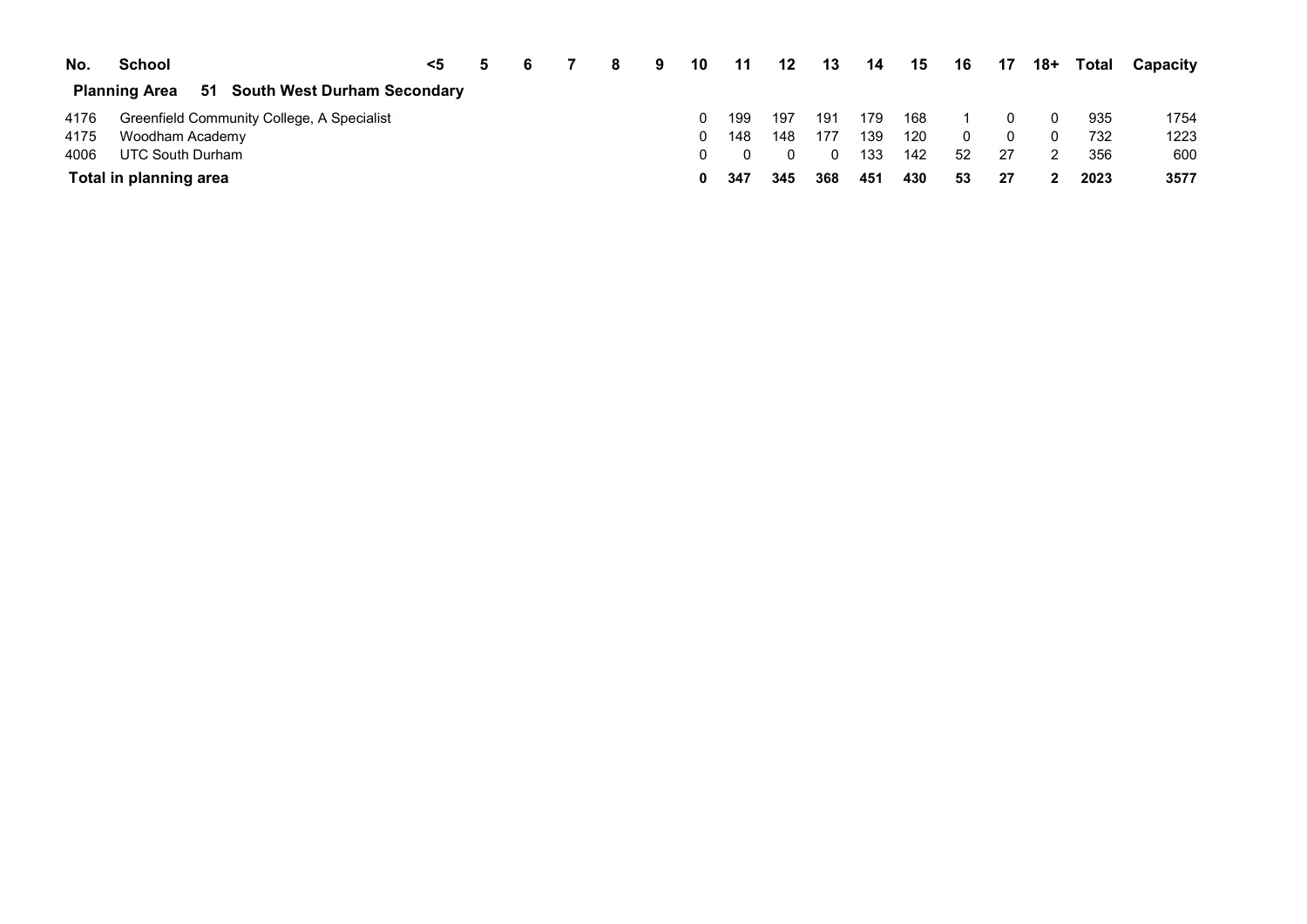| No. | School | <5 | 5 | 6 | 7 | 8 | 9 | 10 | 11 | 12 | 13 | 14 | 15 | 16 | 17 | 18+ | Total | Capacity |
|---|---|---|---|---|---|---|---|---|---|---|---|---|---|---|---|---|---|---|
| **Planning Area** | **51 South West Durham Secondary** | | | | | | | | | | | | | | | | | |
| 4176 | Greenfield Community College, A Specialist | | | | | | | 0 | 199 | 197 | 191 | 179 | 168 | 1 | 0 | 0 | 935 | 1754 |
| 4175 | Woodham Academy | | | | | | | 0 | 148 | 148 | 177 | 139 | 120 | 0 | 0 | 0 | 732 | 1223 |
| 4006 | UTC South Durham | | | | | | | 0 | 0 | 0 | 0 | 133 | 142 | 52 | 27 | 2 | 356 | 600 |
| **Total in planning area** | | | | | | | | **0** | **347** | **345** | **368** | **451** | **430** | **53** | **27** | **2** | **2023** | **3577** |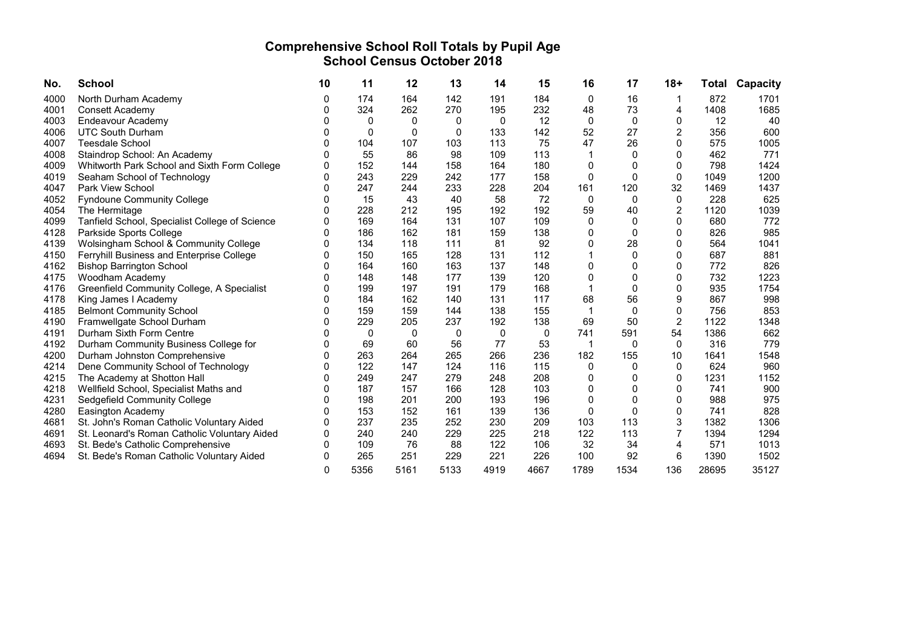# Comprehensive School Roll Totals by Pupil Age
## School Census October 2018

| No. | School | 10 | 11 | 12 | 13 | 14 | 15 | 16 | 17 | 18+ | Total | Capacity |
|---|---|---|---|---|---|---|---|---|---|---|---|---|
| 4000 | North Durham Academy | 0 | 174 | 164 | 142 | 191 | 184 | 0 | 16 | 1 | 872 | 1701 |
| 4001 | Consett Academy | 0 | 324 | 262 | 270 | 195 | 232 | 48 | 73 | 4 | 1408 | 1685 |
| 4003 | Endeavour Academy | 0 | 0 | 0 | 0 | 0 | 12 | 0 | 0 | 0 | 12 | 40 |
| 4006 | UTC South Durham | 0 | 0 | 0 | 0 | 133 | 142 | 52 | 27 | 2 | 356 | 600 |
| 4007 | Teesdale School | 0 | 104 | 107 | 103 | 113 | 75 | 47 | 26 | 0 | 575 | 1005 |
| 4008 | Staindrop School: An Academy | 0 | 55 | 86 | 98 | 109 | 113 | 1 | 0 | 0 | 462 | 771 |
| 4009 | Whitworth Park School and Sixth Form College | 0 | 152 | 144 | 158 | 164 | 180 | 0 | 0 | 0 | 798 | 1424 |
| 4019 | Seaham School of Technology | 0 | 243 | 229 | 242 | 177 | 158 | 0 | 0 | 0 | 1049 | 1200 |
| 4047 | Park View School | 0 | 247 | 244 | 233 | 228 | 204 | 161 | 120 | 32 | 1469 | 1437 |
| 4052 | Fyndoune Community College | 0 | 15 | 43 | 40 | 58 | 72 | 0 | 0 | 0 | 228 | 625 |
| 4054 | The Hermitage | 0 | 228 | 212 | 195 | 192 | 192 | 59 | 40 | 2 | 1120 | 1039 |
| 4099 | Tanfield School, Specialist College of Science | 0 | 169 | 164 | 131 | 107 | 109 | 0 | 0 | 0 | 680 | 772 |
| 4128 | Parkside Sports College | 0 | 186 | 162 | 181 | 159 | 138 | 0 | 0 | 0 | 826 | 985 |
| 4139 | Wolsingham School & Community College | 0 | 134 | 118 | 111 | 81 | 92 | 0 | 28 | 0 | 564 | 1041 |
| 4150 | Ferryhill Business and Enterprise College | 0 | 150 | 165 | 128 | 131 | 112 | 1 | 0 | 0 | 687 | 881 |
| 4162 | Bishop Barrington School | 0 | 164 | 160 | 163 | 137 | 148 | 0 | 0 | 0 | 772 | 826 |
| 4175 | Woodham Academy | 0 | 148 | 148 | 177 | 139 | 120 | 0 | 0 | 0 | 732 | 1223 |
| 4176 | Greenfield Community College, A Specialist | 0 | 199 | 197 | 191 | 179 | 168 | 1 | 0 | 0 | 935 | 1754 |
| 4178 | King James I Academy | 0 | 184 | 162 | 140 | 131 | 117 | 68 | 56 | 9 | 867 | 998 |
| 4185 | Belmont Community School | 0 | 159 | 159 | 144 | 138 | 155 | 1 | 0 | 0 | 756 | 853 |
| 4190 | Framwellgate School Durham | 0 | 229 | 205 | 237 | 192 | 138 | 69 | 50 | 2 | 1122 | 1348 |
| 4191 | Durham Sixth Form Centre | 0 | 0 | 0 | 0 | 0 | 0 | 741 | 591 | 54 | 1386 | 662 |
| 4192 | Durham Community Business College for | 0 | 69 | 60 | 56 | 77 | 53 | 1 | 0 | 0 | 316 | 779 |
| 4200 | Durham Johnston Comprehensive | 0 | 263 | 264 | 265 | 266 | 236 | 182 | 155 | 10 | 1641 | 1548 |
| 4214 | Dene Community School of Technology | 0 | 122 | 147 | 124 | 116 | 115 | 0 | 0 | 0 | 624 | 960 |
| 4215 | The Academy at Shotton Hall | 0 | 249 | 247 | 279 | 248 | 208 | 0 | 0 | 0 | 1231 | 1152 |
| 4218 | Wellfield School, Specialist Maths and | 0 | 187 | 157 | 166 | 128 | 103 | 0 | 0 | 0 | 741 | 900 |
| 4231 | Sedgefield Community College | 0 | 198 | 201 | 200 | 193 | 196 | 0 | 0 | 0 | 988 | 975 |
| 4280 | Easington Academy | 0 | 153 | 152 | 161 | 139 | 136 | 0 | 0 | 0 | 741 | 828 |
| 4681 | St. John's Roman Catholic Voluntary Aided | 0 | 237 | 235 | 252 | 230 | 209 | 103 | 113 | 3 | 1382 | 1306 |
| 4691 | St. Leonard's Roman Catholic Voluntary Aided | 0 | 240 | 240 | 229 | 225 | 218 | 122 | 113 | 7 | 1394 | 1294 |
| 4693 | St. Bede's Catholic Comprehensive | 0 | 109 | 76 | 88 | 122 | 106 | 32 | 34 | 4 | 571 | 1013 |
| 4694 | St. Bede's Roman Catholic Voluntary Aided | 0 | 265 | 251 | 229 | 221 | 226 | 100 | 92 | 6 | 1390 | 1502 |
| | | 0 | 5356 | 5161 | 5133 | 4919 | 4667 | 1789 | 1534 | 136 | 28695 | 35127 |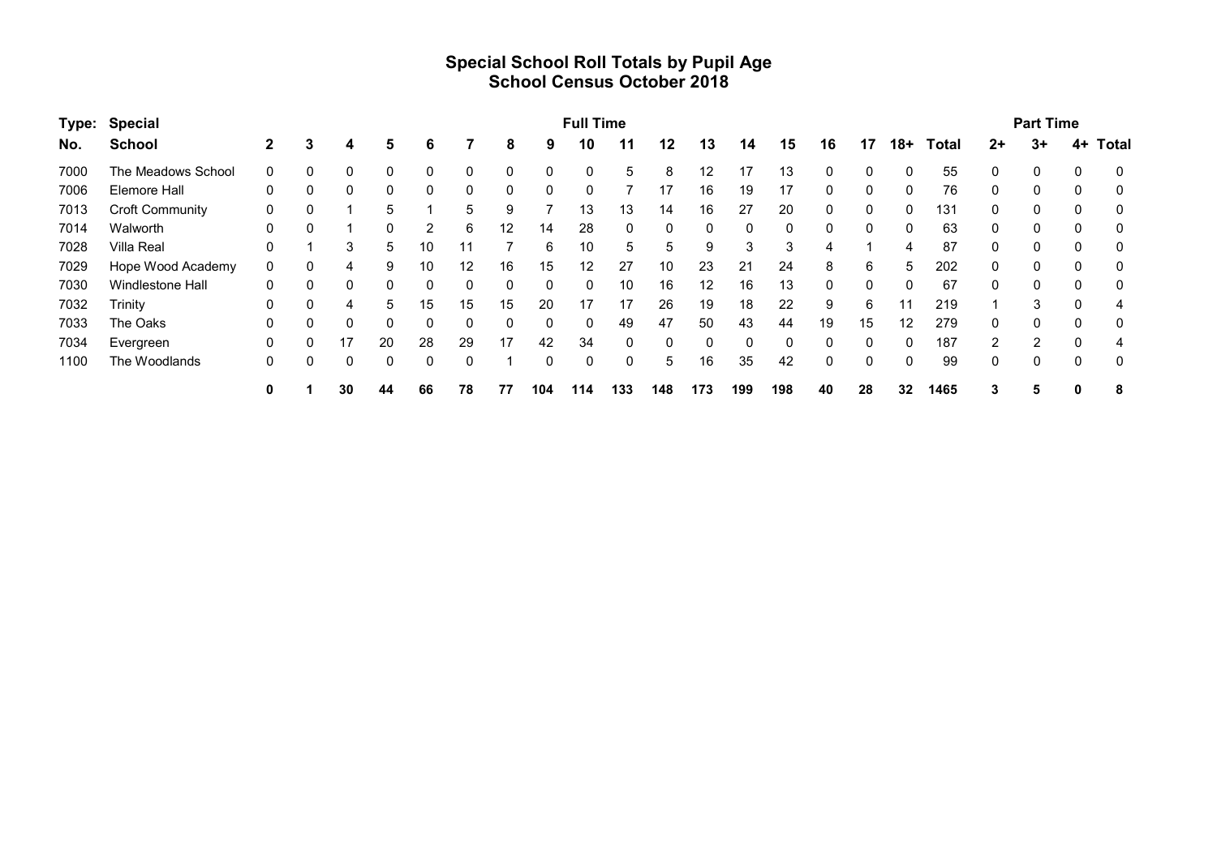# Special School Roll Totals by Pupil Age
## School Census October 2018

| Type: | Special | | | | | | | | | Full Time | | | | | | | | | | Part Time | | | |
|---|---|---|---|---|---|---|---|---|---|---|---|---|---|---|---|---|---|---|---|---|---|---|---|
| **No.** | **School** | **2** | **3** | **4** | **5** | **6** | **7** | **8** | **9** | **10** | **11** | **12** | **13** | **14** | **15** | **16** | **17** | **18+** | **Total** | **2+** | **3+** | **4+** | **Total** |
| 7000 | The Meadows School | 0 | 0 | 0 | 0 | 0 | 0 | 0 | 0 | 0 | 5 | 8 | 12 | 17 | 13 | 0 | 0 | 0 | 55 | 0 | 0 | 0 | 0 |
| 7006 | Elemore Hall | 0 | 0 | 0 | 0 | 0 | 0 | 0 | 0 | 0 | 7 | 17 | 16 | 19 | 17 | 0 | 0 | 0 | 76 | 0 | 0 | 0 | 0 |
| 7013 | Croft Community | 0 | 0 | 1 | 5 | 1 | 5 | 9 | 7 | 13 | 13 | 14 | 16 | 27 | 20 | 0 | 0 | 0 | 131 | 0 | 0 | 0 | 0 |
| 7014 | Walworth | 0 | 0 | 1 | 0 | 2 | 6 | 12 | 14 | 28 | 0 | 0 | 0 | 0 | 0 | 0 | 0 | 0 | 63 | 0 | 0 | 0 | 0 |
| 7028 | Villa Real | 0 | 1 | 3 | 5 | 10 | 11 | 7 | 6 | 10 | 5 | 5 | 9 | 3 | 3 | 4 | 1 | 4 | 87 | 0 | 0 | 0 | 0 |
| 7029 | Hope Wood Academy | 0 | 0 | 4 | 9 | 10 | 12 | 16 | 15 | 12 | 27 | 10 | 23 | 21 | 24 | 8 | 6 | 5 | 202 | 0 | 0 | 0 | 0 |
| 7030 | Windlestone Hall | 0 | 0 | 0 | 0 | 0 | 0 | 0 | 0 | 0 | 10 | 16 | 12 | 16 | 13 | 0 | 0 | 0 | 67 | 0 | 0 | 0 | 0 |
| 7032 | Trinity | 0 | 0 | 4 | 5 | 15 | 15 | 15 | 20 | 17 | 17 | 26 | 19 | 18 | 22 | 9 | 6 | 11 | 219 | 1 | 3 | 0 | 4 |
| 7033 | The Oaks | 0 | 0 | 0 | 0 | 0 | 0 | 0 | 0 | 0 | 49 | 47 | 50 | 43 | 44 | 19 | 15 | 12 | 279 | 0 | 0 | 0 | 0 |
| 7034 | Evergreen | 0 | 0 | 17 | 20 | 28 | 29 | 17 | 42 | 34 | 0 | 0 | 0 | 0 | 0 | 0 | 0 | 0 | 187 | 2 | 2 | 0 | 4 |
| 1100 | The Woodlands | 0 | 0 | 0 | 0 | 0 | 0 | 1 | 0 | 0 | 0 | 5 | 16 | 35 | 42 | 0 | 0 | 0 | 99 | 0 | 0 | 0 | 0 |
| | | **0** | **1** | **30** | **44** | **66** | **78** | **77** | **104** | **114** | **133** | **148** | **173** | **199** | **198** | **40** | **28** | **32** | **1465** | **3** | **5** | **0** | **8** |